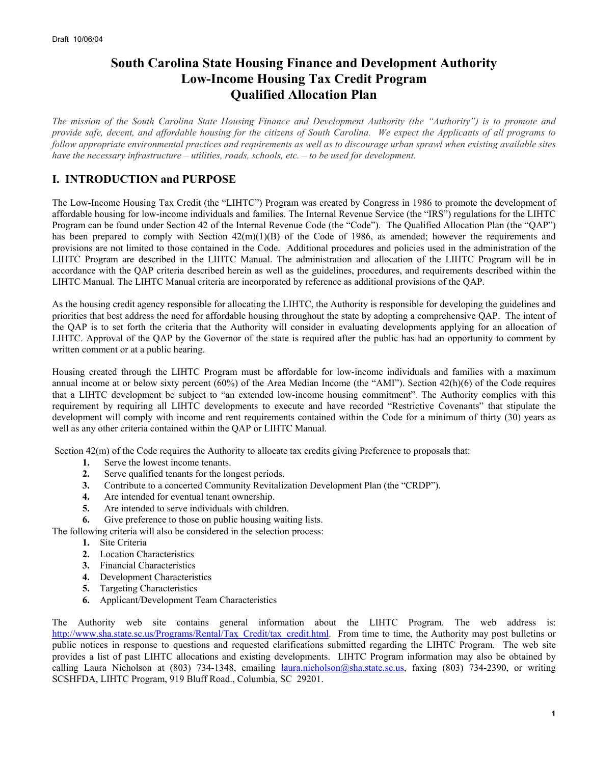Draft 10/06/04

# South Carolina State Housing Finance and Development Authority
# Low-Income Housing Tax Credit Program
# Qualified Allocation Plan

*The mission of the South Carolina State Housing Finance and Development Authority (the "Authority") is to promote and provide safe, decent, and affordable housing for the citizens of South Carolina. We expect the Applicants of all programs to follow appropriate environmental practices and requirements as well as to discourage urban sprawl when existing available sites have the necessary infrastructure – utilities, roads, schools, etc. – to be used for development.*

## I. INTRODUCTION and PURPOSE

The Low-Income Housing Tax Credit (the "LIHTC") Program was created by Congress in 1986 to promote the development of affordable housing for low-income individuals and families. The Internal Revenue Service (the "IRS") regulations for the LIHTC Program can be found under Section 42 of the Internal Revenue Code (the "Code"). The Qualified Allocation Plan (the "QAP") has been prepared to comply with Section 42(m)(1)(B) of the Code of 1986, as amended; however the requirements and provisions are not limited to those contained in the Code. Additional procedures and policies used in the administration of the LIHTC Program are described in the LIHTC Manual. The administration and allocation of the LIHTC Program will be in accordance with the QAP criteria described herein as well as the guidelines, procedures, and requirements described within the LIHTC Manual. The LIHTC Manual criteria are incorporated by reference as additional provisions of the QAP.

As the housing credit agency responsible for allocating the LIHTC, the Authority is responsible for developing the guidelines and priorities that best address the need for affordable housing throughout the state by adopting a comprehensive QAP. The intent of the QAP is to set forth the criteria that the Authority will consider in evaluating developments applying for an allocation of LIHTC. Approval of the QAP by the Governor of the state is required after the public has had an opportunity to comment by written comment or at a public hearing.

Housing created through the LIHTC Program must be affordable for low-income individuals and families with a maximum annual income at or below sixty percent (60%) of the Area Median Income (the "AMI"). Section 42(h)(6) of the Code requires that a LIHTC development be subject to "an extended low-income housing commitment". The Authority complies with this requirement by requiring all LIHTC developments to execute and have recorded "Restrictive Covenants" that stipulate the development will comply with income and rent requirements contained within the Code for a minimum of thirty (30) years as well as any other criteria contained within the QAP or LIHTC Manual.

Section 42(m) of the Code requires the Authority to allocate tax credits giving Preference to proposals that:

1. Serve the lowest income tenants.
2. Serve qualified tenants for the longest periods.
3. Contribute to a concerted Community Revitalization Development Plan (the "CRDP").
4. Are intended for eventual tenant ownership.
5. Are intended to serve individuals with children.
6. Give preference to those on public housing waiting lists.

The following criteria will also be considered in the selection process:

1. Site Criteria
2. Location Characteristics
3. Financial Characteristics
4. Development Characteristics
5. Targeting Characteristics
6. Applicant/Development Team Characteristics

The Authority web site contains general information about the LIHTC Program. The web address is: [http://www.sha.state.sc.us/Programs/Rental/Tax_Credit/tax_credit.html](http://www.sha.state.sc.us/Programs/Rental/Tax_Credit/tax_credit.html). From time to time, the Authority may post bulletins or public notices in response to questions and requested clarifications submitted regarding the LIHTC Program. The web site provides a list of past LIHTC allocations and existing developments. LIHTC Program information may also be obtained by calling Laura Nicholson at (803) 734-1348, emailing [laura.nicholson@sha.state.sc.us](mailto:laura.nicholson@sha.state.sc.us), faxing (803) 734-2390, or writing SCSHFDA, LIHTC Program, 919 Bluff Road., Columbia, SC 29201.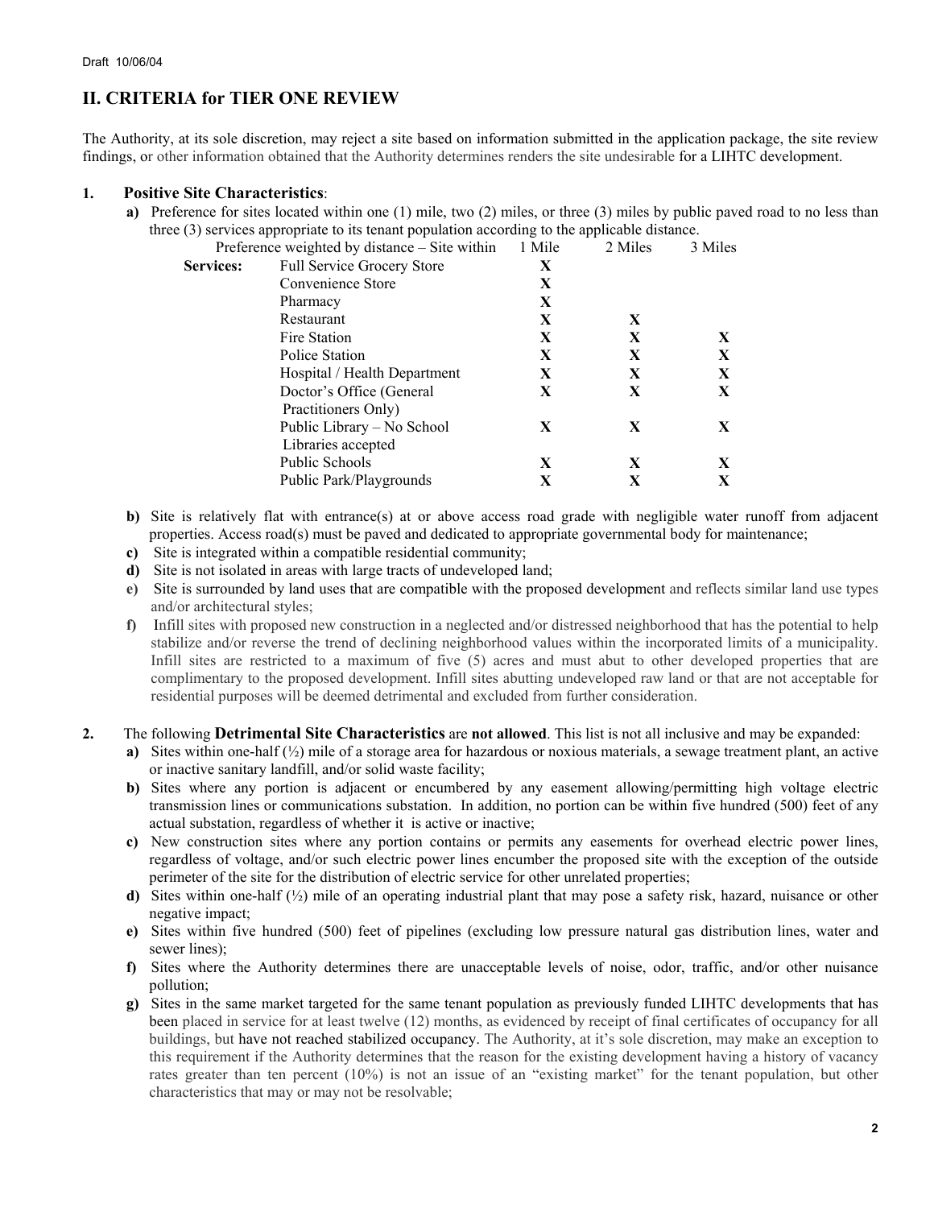Draft 10/06/04

## II. CRITERIA for TIER ONE REVIEW

The Authority, at its sole discretion, may reject a site based on information submitted in the application package, the site review findings, or other information obtained that the Authority determines renders the site undesirable for a LIHTC development.

### 1. Positive Site Characteristics:

**a)** Preference for sites located within one (1) mile, two (2) miles, or three (3) miles by public paved road to no less than three (3) services appropriate to its tenant population according to the applicable distance.

| | Preference weighted by distance – Site within | 1 Mile | 2 Miles | 3 Miles |
|---|---|---|---|---|
| **Services:** | Full Service Grocery Store | **X** | | |
| | Convenience Store | **X** | | |
| | Pharmacy | **X** | | |
| | Restaurant | **X** | **X** | |
| | Fire Station | **X** | **X** | **X** |
| | Police Station | **X** | **X** | **X** |
| | Hospital / Health Department | **X** | **X** | **X** |
| | Doctor's Office (General Practitioners Only) | **X** | **X** | **X** |
| | Public Library – No School Libraries accepted | **X** | **X** | **X** |
| | Public Schools | **X** | **X** | **X** |
| | Public Park/Playgrounds | **X** | **X** | **X** |

**b)** Site is relatively flat with entrance(s) at or above access road grade with negligible water runoff from adjacent properties. Access road(s) must be paved and dedicated to appropriate governmental body for maintenance;

**c)** Site is integrated within a compatible residential community;

**d)** Site is not isolated in areas with large tracts of undeveloped land;

**e)** Site is surrounded by land uses that are compatible with the proposed development and reflects similar land use types and/or architectural styles;

**f)** Infill sites with proposed new construction in a neglected and/or distressed neighborhood that has the potential to help stabilize and/or reverse the trend of declining neighborhood values within the incorporated limits of a municipality. Infill sites are restricted to a maximum of five (5) acres and must abut to other developed properties that are complimentary to the proposed development. Infill sites abutting undeveloped raw land or that are not acceptable for residential purposes will be deemed detrimental and excluded from further consideration.

### 2. The following **Detrimental Site Characteristics** are **not allowed**. This list is not all inclusive and may be expanded:

**a)** Sites within one-half (½) mile of a storage area for hazardous or noxious materials, a sewage treatment plant, an active or inactive sanitary landfill, and/or solid waste facility;

**b)** Sites where any portion is adjacent or encumbered by any easement allowing/permitting high voltage electric transmission lines or communications substation. In addition, no portion can be within five hundred (500) feet of any actual substation, regardless of whether it is active or inactive;

**c)** New construction sites where any portion contains or permits any easements for overhead electric power lines, regardless of voltage, and/or such electric power lines encumber the proposed site with the exception of the outside perimeter of the site for the distribution of electric service for other unrelated properties;

**d)** Sites within one-half (½) mile of an operating industrial plant that may pose a safety risk, hazard, nuisance or other negative impact;

**e)** Sites within five hundred (500) feet of pipelines (excluding low pressure natural gas distribution lines, water and sewer lines);

**f)** Sites where the Authority determines there are unacceptable levels of noise, odor, traffic, and/or other nuisance pollution;

**g)** Sites in the same market targeted for the same tenant population as previously funded LIHTC developments that has been placed in service for at least twelve (12) months, as evidenced by receipt of final certificates of occupancy for all buildings, but have not reached stabilized occupancy. The Authority, at its sole discretion, may make an exception to this requirement if the Authority determines that the reason for the existing development having a history of vacancy rates greater than ten percent (10%) is not an issue of an "existing market" for the tenant population, but other characteristics that may or may not be resolvable;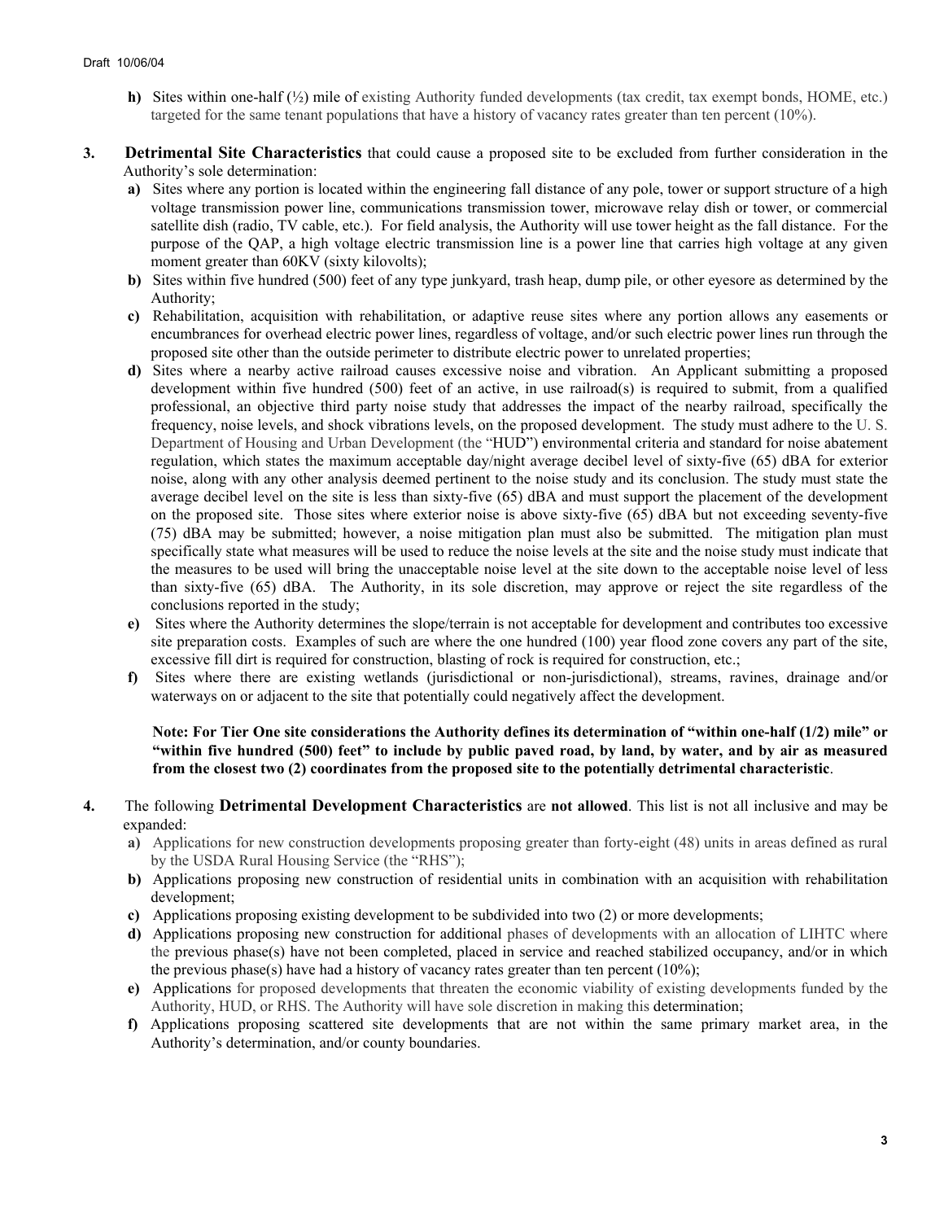Draft 10/06/04

- **h)** Sites within one-half (½) mile of existing Authority funded developments (tax credit, tax exempt bonds, HOME, etc.) targeted for the same tenant populations that have a history of vacancy rates greater than ten percent (10%).

**3. Detrimental Site Characteristics** that could cause a proposed site to be excluded from further consideration in the Authority's sole determination:

- **a)** Sites where any portion is located within the engineering fall distance of any pole, tower or support structure of a high voltage transmission power line, communications transmission tower, microwave relay dish or tower, or commercial satellite dish (radio, TV cable, etc.). For field analysis, the Authority will use tower height as the fall distance. For the purpose of the QAP, a high voltage electric transmission line is a power line that carries high voltage at any given moment greater than 60KV (sixty kilovolts);
- **b)** Sites within five hundred (500) feet of any type junkyard, trash heap, dump pile, or other eyesore as determined by the Authority;
- **c)** Rehabilitation, acquisition with rehabilitation, or adaptive reuse sites where any portion allows any easements or encumbrances for overhead electric power lines, regardless of voltage, and/or such electric power lines run through the proposed site other than the outside perimeter to distribute electric power to unrelated properties;
- **d)** Sites where a nearby active railroad causes excessive noise and vibration. An Applicant submitting a proposed development within five hundred (500) feet of an active, in use railroad(s) is required to submit, from a qualified professional, an objective third party noise study that addresses the impact of the nearby railroad, specifically the frequency, noise levels, and shock vibrations levels, on the proposed development. The study must adhere to the U. S. Department of Housing and Urban Development (the "HUD") environmental criteria and standard for noise abatement regulation, which states the maximum acceptable day/night average decibel level of sixty-five (65) dBA for exterior noise, along with any other analysis deemed pertinent to the noise study and its conclusion. The study must state the average decibel level on the site is less than sixty-five (65) dBA and must support the placement of the development on the proposed site. Those sites where exterior noise is above sixty-five (65) dBA but not exceeding seventy-five (75) dBA may be submitted; however, a noise mitigation plan must also be submitted. The mitigation plan must specifically state what measures will be used to reduce the noise levels at the site and the noise study must indicate that the measures to be used will bring the unacceptable noise level at the site down to the acceptable noise level of less than sixty-five (65) dBA. The Authority, in its sole discretion, may approve or reject the site regardless of the conclusions reported in the study;
- **e)** Sites where the Authority determines the slope/terrain is not acceptable for development and contributes too excessive site preparation costs. Examples of such are where the one hundred (100) year flood zone covers any part of the site, excessive fill dirt is required for construction, blasting of rock is required for construction, etc.;
- **f)** Sites where there are existing wetlands (jurisdictional or non-jurisdictional), streams, ravines, drainage and/or waterways on or adjacent to the site that potentially could negatively affect the development.

**Note: For Tier One site considerations the Authority defines its determination of "within one-half (1/2) mile" or "within five hundred (500) feet" to include by public paved road, by land, by water, and by air as measured from the closest two (2) coordinates from the proposed site to the potentially detrimental characteristic**.

**4.** The following **Detrimental Development Characteristics** are **not allowed**. This list is not all inclusive and may be expanded:

- **a)** Applications for new construction developments proposing greater than forty-eight (48) units in areas defined as rural by the USDA Rural Housing Service (the "RHS");
- **b)** Applications proposing new construction of residential units in combination with an acquisition with rehabilitation development;
- **c)** Applications proposing existing development to be subdivided into two (2) or more developments;
- **d)** Applications proposing new construction for additional phases of developments with an allocation of LIHTC where the previous phase(s) have not been completed, placed in service and reached stabilized occupancy, and/or in which the previous phase(s) have had a history of vacancy rates greater than ten percent (10%);
- **e)** Applications for proposed developments that threaten the economic viability of existing developments funded by the Authority, HUD, or RHS. The Authority will have sole discretion in making this determination;
- **f)** Applications proposing scattered site developments that are not within the same primary market area, in the Authority's determination, and/or county boundaries.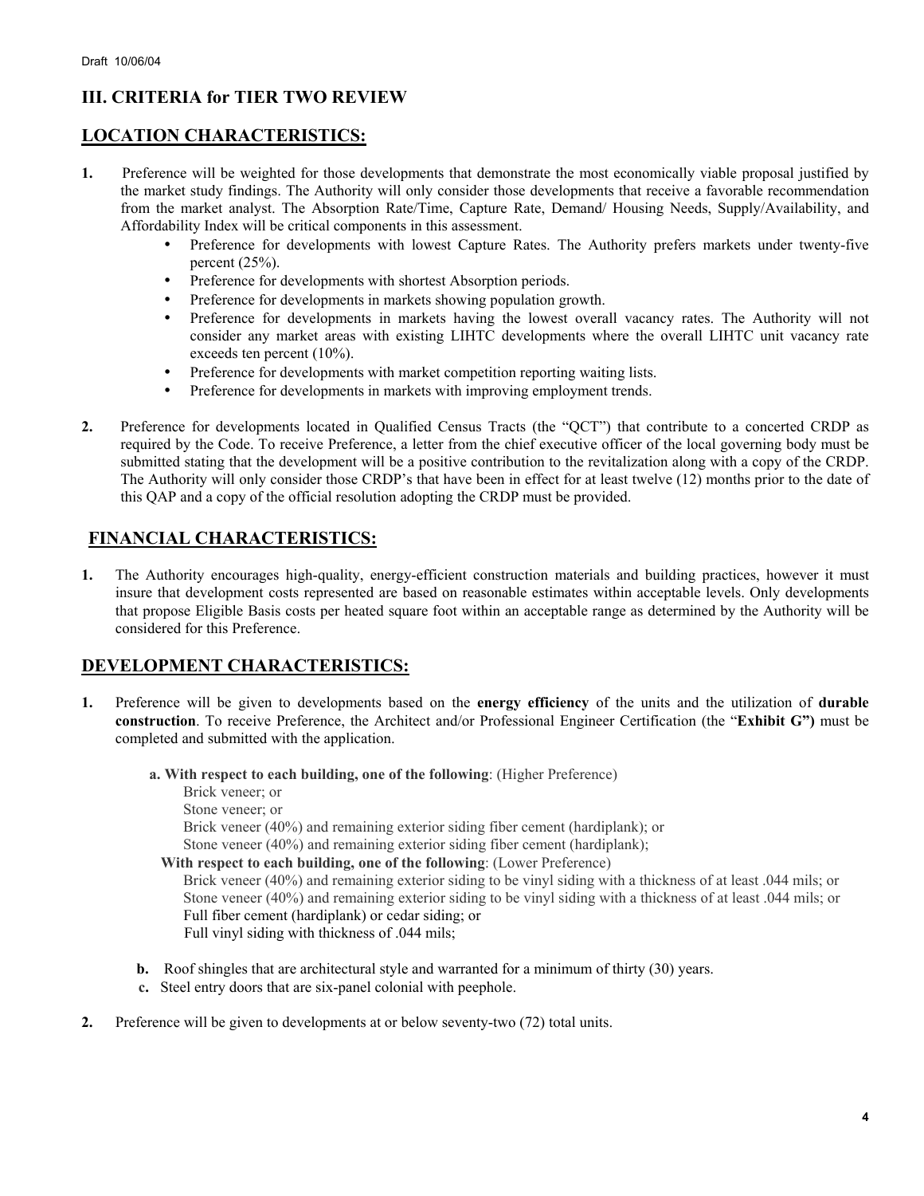Draft 10/06/04

## III. CRITERIA for TIER TWO REVIEW

## LOCATION CHARACTERISTICS:

**1.** Preference will be weighted for those developments that demonstrate the most economically viable proposal justified by the market study findings. The Authority will only consider those developments that receive a favorable recommendation from the market analyst. The Absorption Rate/Time, Capture Rate, Demand/ Housing Needs, Supply/Availability, and Affordability Index will be critical components in this assessment.

- Preference for developments with lowest Capture Rates. The Authority prefers markets under twenty-five percent (25%).
- Preference for developments with shortest Absorption periods.
- Preference for developments in markets showing population growth.
- Preference for developments in markets having the lowest overall vacancy rates. The Authority will not consider any market areas with existing LIHTC developments where the overall LIHTC unit vacancy rate exceeds ten percent (10%).
- Preference for developments with market competition reporting waiting lists.
- Preference for developments in markets with improving employment trends.

**2.** Preference for developments located in Qualified Census Tracts (the "QCT") that contribute to a concerted CRDP as required by the Code. To receive Preference, a letter from the chief executive officer of the local governing body must be submitted stating that the development will be a positive contribution to the revitalization along with a copy of the CRDP. The Authority will only consider those CRDP's that have been in effect for at least twelve (12) months prior to the date of this QAP and a copy of the official resolution adopting the CRDP must be provided.

## FINANCIAL CHARACTERISTICS:

**1.** The Authority encourages high-quality, energy-efficient construction materials and building practices, however it must insure that development costs represented are based on reasonable estimates within acceptable levels. Only developments that propose Eligible Basis costs per heated square foot within an acceptable range as determined by the Authority will be considered for this Preference.

## DEVELOPMENT CHARACTERISTICS:

**1.** Preference will be given to developments based on the **energy efficiency** of the units and the utilization of **durable construction**. To receive Preference, the Architect and/or Professional Engineer Certification (the "**Exhibit G")** must be completed and submitted with the application.

**a. With respect to each building, one of the following**: (Higher Preference)
Brick veneer; or
Stone veneer; or
Brick veneer (40%) and remaining exterior siding fiber cement (hardiplank); or
Stone veneer (40%) and remaining exterior siding fiber cement (hardiplank);

**With respect to each building, one of the following**: (Lower Preference)
Brick veneer (40%) and remaining exterior siding to be vinyl siding with a thickness of at least .044 mils; or
Stone veneer (40%) and remaining exterior siding to be vinyl siding with a thickness of at least .044 mils; or
Full fiber cement (hardiplank) or cedar siding; or
Full vinyl siding with thickness of .044 mils;

**b.** Roof shingles that are architectural style and warranted for a minimum of thirty (30) years.

**c.** Steel entry doors that are six-panel colonial with peephole.

**2.** Preference will be given to developments at or below seventy-two (72) total units.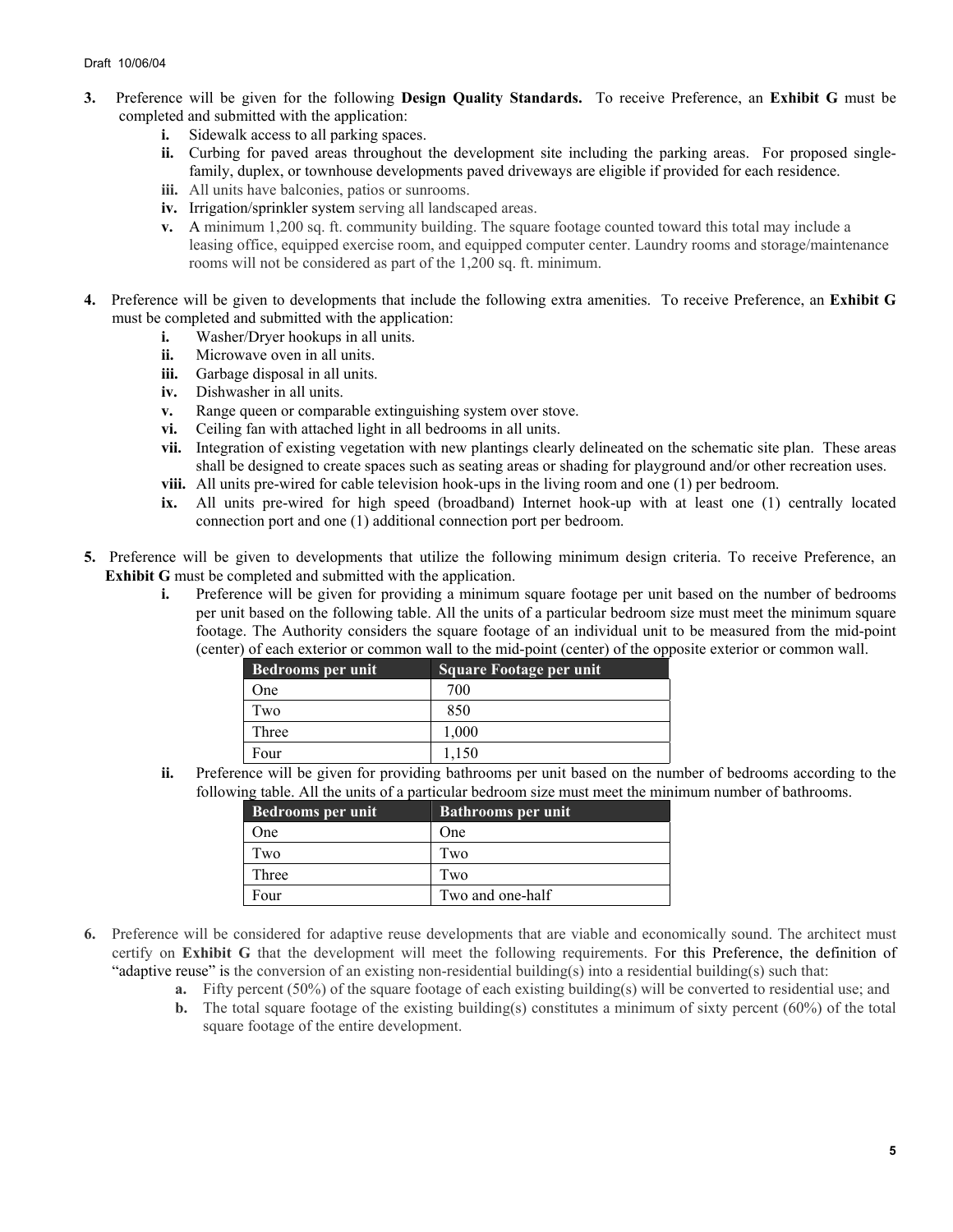3. Preference will be given for the following **Design Quality Standards.** To receive Preference, an **Exhibit G** must be completed and submitted with the application:
    - **i.** Sidewalk access to all parking spaces.
    - **ii.** Curbing for paved areas throughout the development site including the parking areas. For proposed single-family, duplex, or townhouse developments paved driveways are eligible if provided for each residence.
    - **iii.** All units have balconies, patios or sunrooms.
    - **iv.** Irrigation/sprinkler system serving all landscaped areas.
    - **v.** A minimum 1,200 sq. ft. community building. The square footage counted toward this total may include a leasing office, equipped exercise room, and equipped computer center. Laundry rooms and storage/maintenance rooms will not be considered as part of the 1,200 sq. ft. minimum.

4. Preference will be given to developments that include the following extra amenities. To receive Preference, an **Exhibit G** must be completed and submitted with the application:
    - **i.** Washer/Dryer hookups in all units.
    - **ii.** Microwave oven in all units.
    - **iii.** Garbage disposal in all units.
    - **iv.** Dishwasher in all units.
    - **v.** Range queen or comparable extinguishing system over stove.
    - **vi.** Ceiling fan with attached light in all bedrooms in all units.
    - **vii.** Integration of existing vegetation with new plantings clearly delineated on the schematic site plan. These areas shall be designed to create spaces such as seating areas or shading for playground and/or other recreation uses.
    - **viii.** All units pre-wired for cable television hook-ups in the living room and one (1) per bedroom.
    - **ix.** All units pre-wired for high speed (broadband) Internet hook-up with at least one (1) centrally located connection port and one (1) additional connection port per bedroom.

5. Preference will be given to developments that utilize the following minimum design criteria. To receive Preference, an **Exhibit G** must be completed and submitted with the application.
    - **i.** Preference will be given for providing a minimum square footage per unit based on the number of bedrooms per unit based on the following table. All the units of a particular bedroom size must meet the minimum square footage. The Authority considers the square footage of an individual unit to be measured from the mid-point (center) of each exterior or common wall to the mid-point (center) of the opposite exterior or common wall.

| Bedrooms per unit | Square Footage per unit |
|---|---|
| One | 700 |
| Two | 850 |
| Three | 1,000 |
| Four | 1,150 |

    - **ii.** Preference will be given for providing bathrooms per unit based on the number of bedrooms according to the following table. All the units of a particular bedroom size must meet the minimum number of bathrooms.

| Bedrooms per unit | Bathrooms per unit |
|---|---|
| One | One |
| Two | Two |
| Three | Two |
| Four | Two and one-half |

6. Preference will be considered for adaptive reuse developments that are viable and economically sound. The architect must certify on **Exhibit G** that the development will meet the following requirements. For this Preference, the definition of "adaptive reuse" is the conversion of an existing non-residential building(s) into a residential building(s) such that:
    - **a.** Fifty percent (50%) of the square footage of each existing building(s) will be converted to residential use; and
    - **b.** The total square footage of the existing building(s) constitutes a minimum of sixty percent (60%) of the total square footage of the entire development.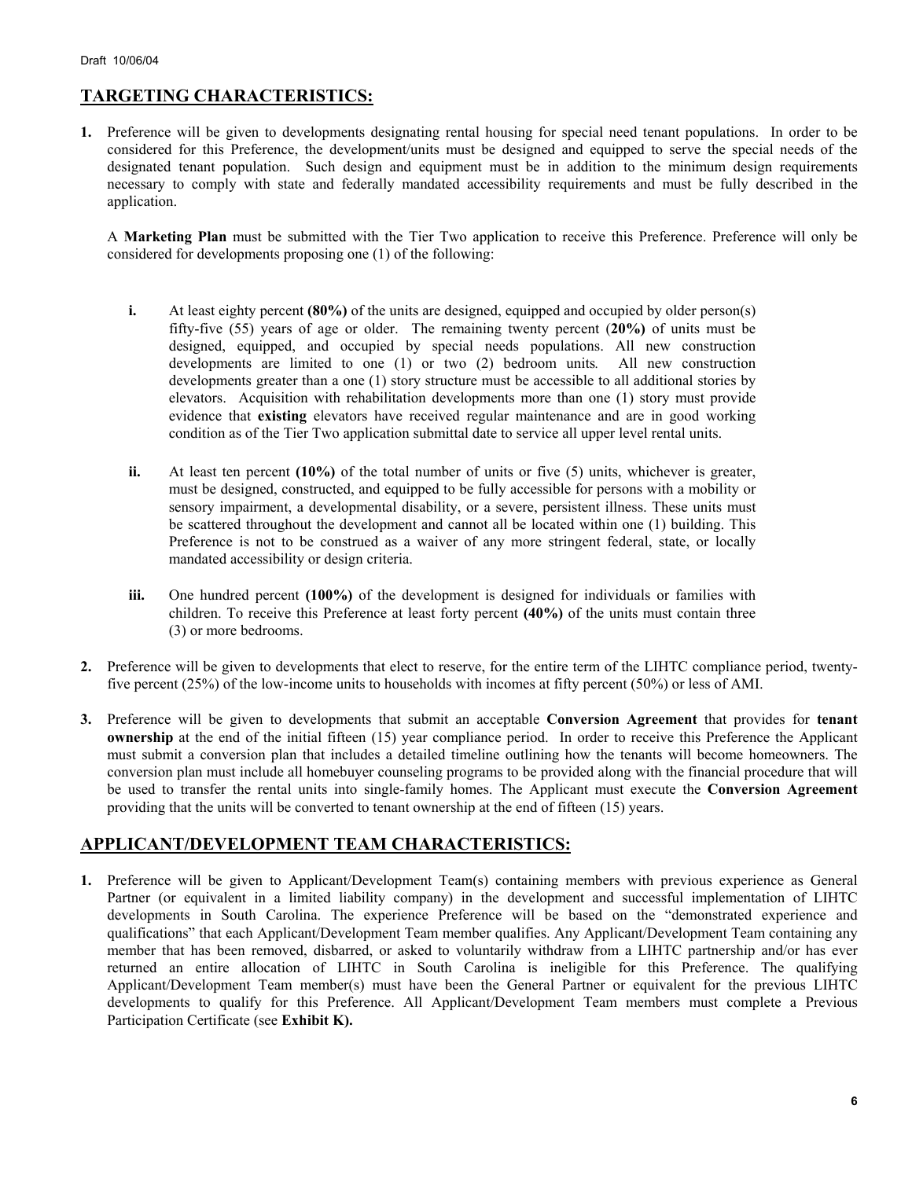## TARGETING CHARACTERISTICS:

**1.** Preference will be given to developments designating rental housing for special need tenant populations. In order to be considered for this Preference, the development/units must be designed and equipped to serve the special needs of the designated tenant population. Such design and equipment must be in addition to the minimum design requirements necessary to comply with state and federally mandated accessibility requirements and must be fully described in the application.

A **Marketing Plan** must be submitted with the Tier Two application to receive this Preference. Preference will only be considered for developments proposing one (1) of the following:

- **i.** At least eighty percent **(80%)** of the units are designed, equipped and occupied by older person(s) fifty-five (55) years of age or older. The remaining twenty percent (**20%)** of units must be designed, equipped, and occupied by special needs populations. All new construction developments are limited to one (1) or two (2) bedroom units*.* All new construction developments greater than a one (1) story structure must be accessible to all additional stories by elevators. Acquisition with rehabilitation developments more than one (1) story must provide evidence that **existing** elevators have received regular maintenance and are in good working condition as of the Tier Two application submittal date to service all upper level rental units.

- **ii.** At least ten percent **(10%)** of the total number of units or five (5) units, whichever is greater, must be designed, constructed, and equipped to be fully accessible for persons with a mobility or sensory impairment, a developmental disability, or a severe, persistent illness. These units must be scattered throughout the development and cannot all be located within one (1) building. This Preference is not to be construed as a waiver of any more stringent federal, state, or locally mandated accessibility or design criteria.

- **iii.** One hundred percent **(100%)** of the development is designed for individuals or families with children. To receive this Preference at least forty percent **(40%)** of the units must contain three (3) or more bedrooms.

**2.** Preference will be given to developments that elect to reserve, for the entire term of the LIHTC compliance period, twenty-five percent (25%) of the low-income units to households with incomes at fifty percent (50%) or less of AMI.

**3.** Preference will be given to developments that submit an acceptable **Conversion Agreement** that provides for **tenant ownership** at the end of the initial fifteen (15) year compliance period. In order to receive this Preference the Applicant must submit a conversion plan that includes a detailed timeline outlining how the tenants will become homeowners. The conversion plan must include all homebuyer counseling programs to be provided along with the financial procedure that will be used to transfer the rental units into single-family homes. The Applicant must execute the **Conversion Agreement** providing that the units will be converted to tenant ownership at the end of fifteen (15) years.

## APPLICANT/DEVELOPMENT TEAM CHARACTERISTICS:

**1.** Preference will be given to Applicant/Development Team(s) containing members with previous experience as General Partner (or equivalent in a limited liability company) in the development and successful implementation of LIHTC developments in South Carolina. The experience Preference will be based on the "demonstrated experience and qualifications" that each Applicant/Development Team member qualifies. Any Applicant/Development Team containing any member that has been removed, disbarred, or asked to voluntarily withdraw from a LIHTC partnership and/or has ever returned an entire allocation of LIHTC in South Carolina is ineligible for this Preference. The qualifying Applicant/Development Team member(s) must have been the General Partner or equivalent for the previous LIHTC developments to qualify for this Preference. All Applicant/Development Team members must complete a Previous Participation Certificate (see **Exhibit K).**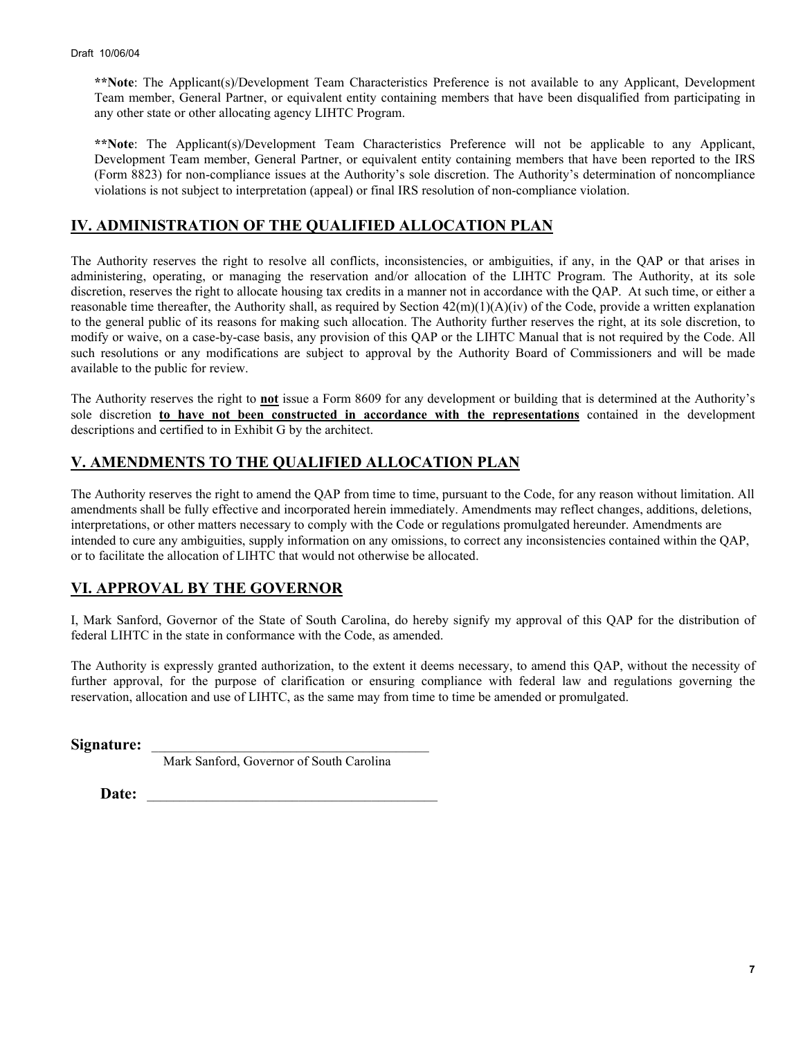**Note**: The Applicant(s)/Development Team Characteristics Preference is not available to any Applicant, Development Team member, General Partner, or equivalent entity containing members that have been disqualified from participating in any other state or other allocating agency LIHTC Program.

**Note**: The Applicant(s)/Development Team Characteristics Preference will not be applicable to any Applicant, Development Team member, General Partner, or equivalent entity containing members that have been reported to the IRS (Form 8823) for non-compliance issues at the Authority's sole discretion. The Authority's determination of noncompliance violations is not subject to interpretation (appeal) or final IRS resolution of non-compliance violation.

## IV. ADMINISTRATION OF THE QUALIFIED ALLOCATION PLAN

The Authority reserves the right to resolve all conflicts, inconsistencies, or ambiguities, if any, in the QAP or that arises in administering, operating, or managing the reservation and/or allocation of the LIHTC Program. The Authority, at its sole discretion, reserves the right to allocate housing tax credits in a manner not in accordance with the QAP. At such time, or either a reasonable time thereafter, the Authority shall, as required by Section 42(m)(1)(A)(iv) of the Code, provide a written explanation to the general public of its reasons for making such allocation. The Authority further reserves the right, at its sole discretion, to modify or waive, on a case-by-case basis, any provision of this QAP or the LIHTC Manual that is not required by the Code. All such resolutions or any modifications are subject to approval by the Authority Board of Commissioners and will be made available to the public for review.

The Authority reserves the right to **not** issue a Form 8609 for any development or building that is determined at the Authority's sole discretion **to have not been constructed in accordance with the representations** contained in the development descriptions and certified to in Exhibit G by the architect.

## V. AMENDMENTS TO THE QUALIFIED ALLOCATION PLAN

The Authority reserves the right to amend the QAP from time to time, pursuant to the Code, for any reason without limitation. All amendments shall be fully effective and incorporated herein immediately. Amendments may reflect changes, additions, deletions, interpretations, or other matters necessary to comply with the Code or regulations promulgated hereunder. Amendments are intended to cure any ambiguities, supply information on any omissions, to correct any inconsistencies contained within the QAP, or to facilitate the allocation of LIHTC that would not otherwise be allocated.

## VI. APPROVAL BY THE GOVERNOR

I, Mark Sanford, Governor of the State of South Carolina, do hereby signify my approval of this QAP for the distribution of federal LIHTC in the state in conformance with the Code, as amended.

The Authority is expressly granted authorization, to the extent it deems necessary, to amend this QAP, without the necessity of further approval, for the purpose of clarification or ensuring compliance with federal law and regulations governing the reservation, allocation and use of LIHTC, as the same may from time to time be amended or promulgated.

**Signature:** ________________________________________
Mark Sanford, Governor of South Carolina

**Date:** ________________________________________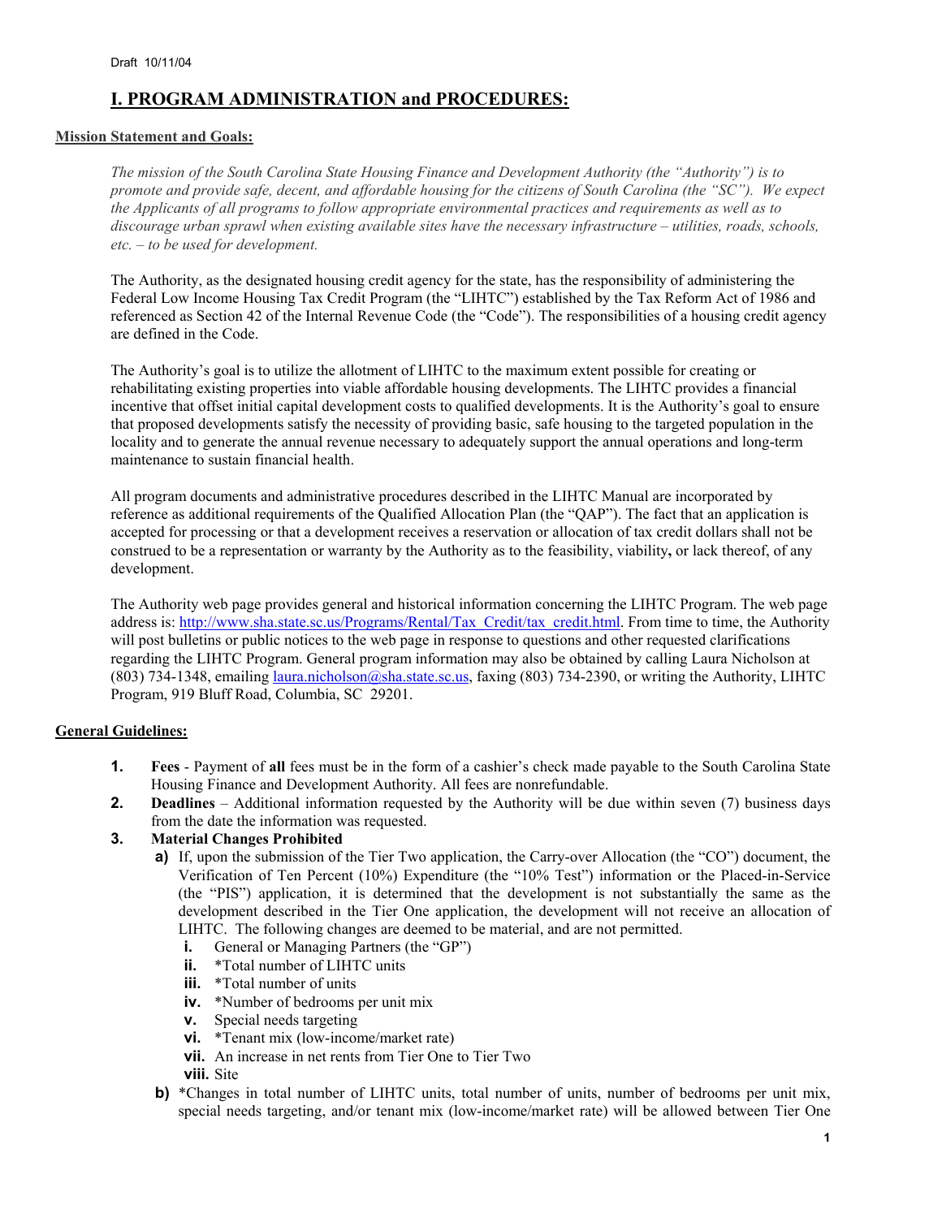Draft 10/11/04

# I. PROGRAM ADMINISTRATION and PROCEDURES:

## Mission Statement and Goals:

*The mission of the South Carolina State Housing Finance and Development Authority (the "Authority") is to promote and provide safe, decent, and affordable housing for the citizens of South Carolina (the "SC"). We expect the Applicants of all programs to follow appropriate environmental practices and requirements as well as to discourage urban sprawl when existing available sites have the necessary infrastructure – utilities, roads, schools, etc. – to be used for development.*

The Authority, as the designated housing credit agency for the state, has the responsibility of administering the Federal Low Income Housing Tax Credit Program (the "LIHTC") established by the Tax Reform Act of 1986 and referenced as Section 42 of the Internal Revenue Code (the "Code"). The responsibilities of a housing credit agency are defined in the Code.

The Authority's goal is to utilize the allotment of LIHTC to the maximum extent possible for creating or rehabilitating existing properties into viable affordable housing developments. The LIHTC provides a financial incentive that offset initial capital development costs to qualified developments. It is the Authority's goal to ensure that proposed developments satisfy the necessity of providing basic, safe housing to the targeted population in the locality and to generate the annual revenue necessary to adequately support the annual operations and long-term maintenance to sustain financial health.

All program documents and administrative procedures described in the LIHTC Manual are incorporated by reference as additional requirements of the Qualified Allocation Plan (the "QAP"). The fact that an application is accepted for processing or that a development receives a reservation or allocation of tax credit dollars shall not be construed to be a representation or warranty by the Authority as to the feasibility, viability**,** or lack thereof, of any development.

The Authority web page provides general and historical information concerning the LIHTC Program. The web page address is: http://www.sha.state.sc.us/Programs/Rental/Tax_Credit/tax_credit.html. From time to time, the Authority will post bulletins or public notices to the web page in response to questions and other requested clarifications regarding the LIHTC Program. General program information may also be obtained by calling Laura Nicholson at (803) 734-1348, emailing laura.nicholson@sha.state.sc.us, faxing (803) 734-2390, or writing the Authority, LIHTC Program, 919 Bluff Road, Columbia, SC 29201.

## General Guidelines:

1. **Fees** - Payment of **all** fees must be in the form of a cashier's check made payable to the South Carolina State Housing Finance and Development Authority. All fees are nonrefundable.
2. **Deadlines** – Additional information requested by the Authority will be due within seven (7) business days from the date the information was requested.
3. **Material Changes Prohibited**
   - **a)** If, upon the submission of the Tier Two application, the Carry-over Allocation (the "CO") document, the Verification of Ten Percent (10%) Expenditure (the "10% Test") information or the Placed-in-Service (the "PIS") application, it is determined that the development is not substantially the same as the development described in the Tier One application, the development will not receive an allocation of LIHTC. The following changes are deemed to be material, and are not permitted.
     - **i.** General or Managing Partners (the "GP")
     - **ii.** *Total number of LIHTC units
     - **iii.** *Total number of units
     - **iv.** *Number of bedrooms per unit mix
     - **v.** Special needs targeting
     - **vi.** *Tenant mix (low-income/market rate)
     - **vii.** An increase in net rents from Tier One to Tier Two
     - **viii.** Site
   - **b)** *Changes in total number of LIHTC units, total number of units, number of bedrooms per unit mix, special needs targeting, and/or tenant mix (low-income/market rate) will be allowed between Tier One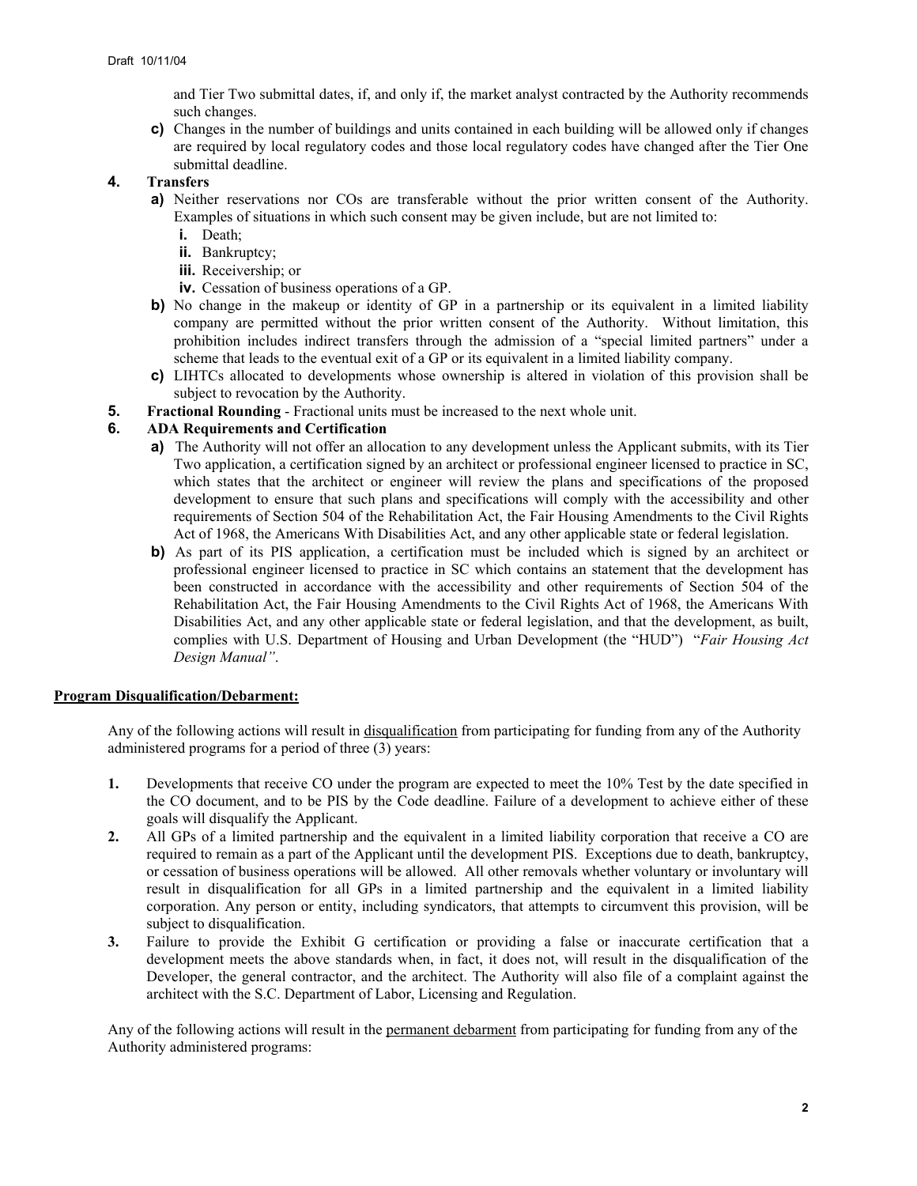and Tier Two submittal dates, if, and only if, the market analyst contracted by the Authority recommends such changes.

   c) Changes in the number of buildings and units contained in each building will be allowed only if changes are required by local regulatory codes and those local regulatory codes have changed after the Tier One submittal deadline.

4. **Transfers**
   a) Neither reservations nor COs are transferable without the prior written consent of the Authority. Examples of situations in which such consent may be given include, but are not limited to:
      i. Death;
      ii. Bankruptcy;
      iii. Receivership; or
      iv. Cessation of business operations of a GP.
   b) No change in the makeup or identity of GP in a partnership or its equivalent in a limited liability company are permitted without the prior written consent of the Authority. Without limitation, this prohibition includes indirect transfers through the admission of a "special limited partners" under a scheme that leads to the eventual exit of a GP or its equivalent in a limited liability company.
   c) LIHTCs allocated to developments whose ownership is altered in violation of this provision shall be subject to revocation by the Authority.
5. **Fractional Rounding** - Fractional units must be increased to the next whole unit.
6. **ADA Requirements and Certification**
   a) The Authority will not offer an allocation to any development unless the Applicant submits, with its Tier Two application, a certification signed by an architect or professional engineer licensed to practice in SC, which states that the architect or engineer will review the plans and specifications of the proposed development to ensure that such plans and specifications will comply with the accessibility and other requirements of Section 504 of the Rehabilitation Act, the Fair Housing Amendments to the Civil Rights Act of 1968, the Americans With Disabilities Act, and any other applicable state or federal legislation.
   b) As part of its PIS application, a certification must be included which is signed by an architect or professional engineer licensed to practice in SC which contains an statement that the development has been constructed in accordance with the accessibility and other requirements of Section 504 of the Rehabilitation Act, the Fair Housing Amendments to the Civil Rights Act of 1968, the Americans With Disabilities Act, and any other applicable state or federal legislation, and that the development, as built, complies with U.S. Department of Housing and Urban Development (the "HUD") "*Fair Housing Act Design Manual"*.

**Program Disqualification/Debarment:**

Any of the following actions will result in disqualification from participating for funding from any of the Authority administered programs for a period of three (3) years:

1. Developments that receive CO under the program are expected to meet the 10% Test by the date specified in the CO document, and to be PIS by the Code deadline. Failure of a development to achieve either of these goals will disqualify the Applicant.
2. All GPs of a limited partnership and the equivalent in a limited liability corporation that receive a CO are required to remain as a part of the Applicant until the development PIS. Exceptions due to death, bankruptcy, or cessation of business operations will be allowed. All other removals whether voluntary or involuntary will result in disqualification for all GPs in a limited partnership and the equivalent in a limited liability corporation. Any person or entity, including syndicators, that attempts to circumvent this provision, will be subject to disqualification.
3. Failure to provide the Exhibit G certification or providing a false or inaccurate certification that a development meets the above standards when, in fact, it does not, will result in the disqualification of the Developer, the general contractor, and the architect. The Authority will also file of a complaint against the architect with the S.C. Department of Labor, Licensing and Regulation.

Any of the following actions will result in the permanent debarment from participating for funding from any of the Authority administered programs: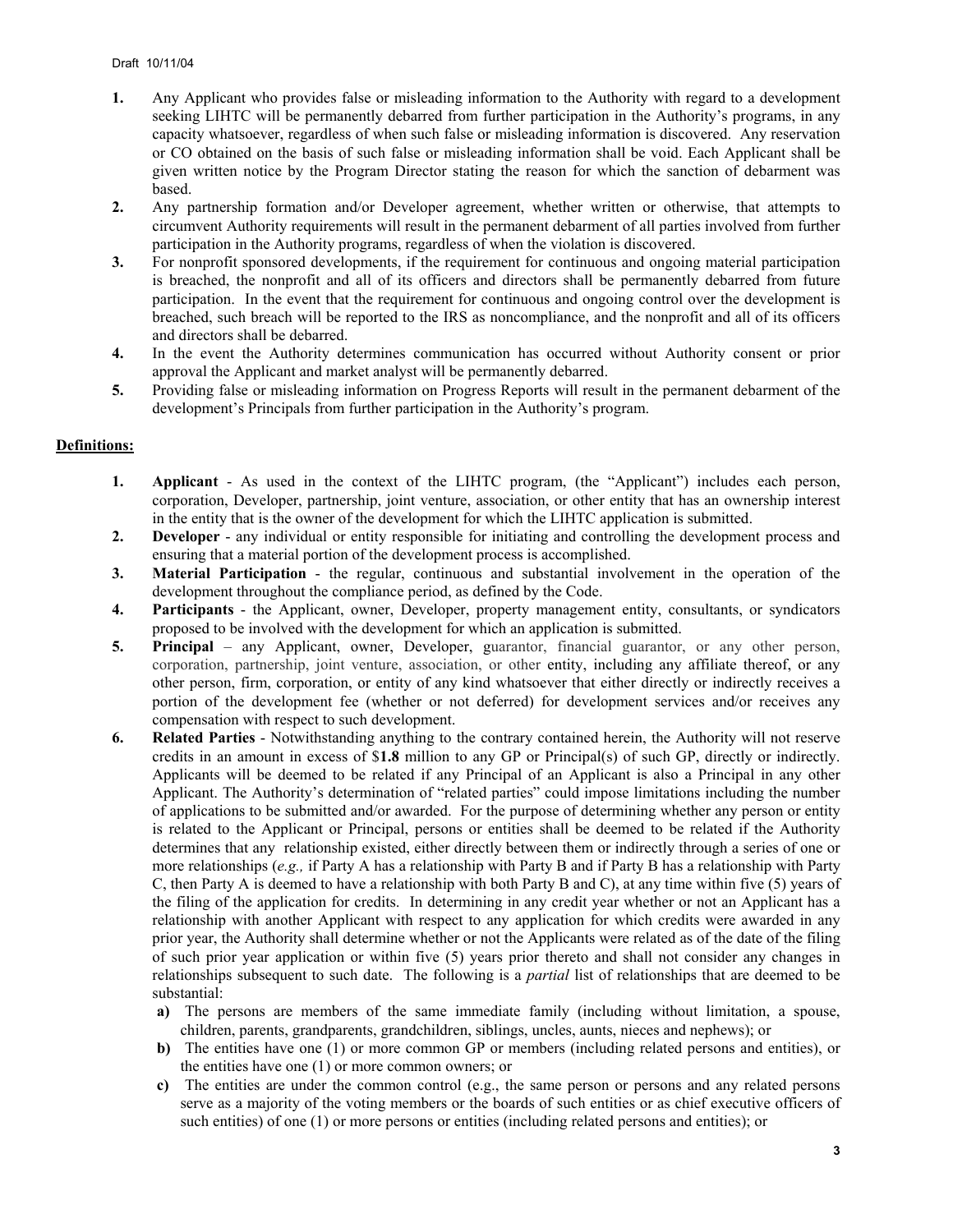1. **1.** Any Applicant who provides false or misleading information to the Authority with regard to a development seeking LIHTC will be permanently debarred from further participation in the Authority's programs, in any capacity whatsoever, regardless of when such false or misleading information is discovered. Any reservation or CO obtained on the basis of such false or misleading information shall be void. Each Applicant shall be given written notice by the Program Director stating the reason for which the sanction of debarment was based.
2. **2.** Any partnership formation and/or Developer agreement, whether written or otherwise, that attempts to circumvent Authority requirements will result in the permanent debarment of all parties involved from further participation in the Authority programs, regardless of when the violation is discovered.
3. **3.** For nonprofit sponsored developments, if the requirement for continuous and ongoing material participation is breached, the nonprofit and all of its officers and directors shall be permanently debarred from future participation. In the event that the requirement for continuous and ongoing control over the development is breached, such breach will be reported to the IRS as noncompliance, and the nonprofit and all of its officers and directors shall be debarred.
4. **4.** In the event the Authority determines communication has occurred without Authority consent or prior approval the Applicant and market analyst will be permanently debarred.
5. **5.** Providing false or misleading information on Progress Reports will result in the permanent debarment of the development's Principals from further participation in the Authority's program.

**Definitions:**

1. **1. Applicant** - As used in the context of the LIHTC program, (the "Applicant") includes each person, corporation, Developer, partnership, joint venture, association, or other entity that has an ownership interest in the entity that is the owner of the development for which the LIHTC application is submitted.
2. **2. Developer** - any individual or entity responsible for initiating and controlling the development process and ensuring that a material portion of the development process is accomplished.
3. **3. Material Participation** - the regular, continuous and substantial involvement in the operation of the development throughout the compliance period, as defined by the Code.
4. **4. Participants** - the Applicant, owner, Developer, property management entity, consultants, or syndicators proposed to be involved with the development for which an application is submitted.
5. **5. Principal** – any Applicant, owner, Developer, guarantor, financial guarantor, or any other person, corporation, partnership, joint venture, association, or other entity, including any affiliate thereof, or any other person, firm, corporation, or entity of any kind whatsoever that either directly or indirectly receives a portion of the development fee (whether or not deferred) for development services and/or receives any compensation with respect to such development.
6. **6. Related Parties** - Notwithstanding anything to the contrary contained herein, the Authority will not reserve credits in an amount in excess of $**1.8** million to any GP or Principal(s) of such GP, directly or indirectly. Applicants will be deemed to be related if any Principal of an Applicant is also a Principal in any other Applicant. The Authority's determination of "related parties" could impose limitations including the number of applications to be submitted and/or awarded. For the purpose of determining whether any person or entity is related to the Applicant or Principal, persons or entities shall be deemed to be related if the Authority determines that any relationship existed, either directly between them or indirectly through a series of one or more relationships (*e.g.,* if Party A has a relationship with Party B and if Party B has a relationship with Party C, then Party A is deemed to have a relationship with both Party B and C), at any time within five (5) years of the filing of the application for credits. In determining in any credit year whether or not an Applicant has a relationship with another Applicant with respect to any application for which credits were awarded in any prior year, the Authority shall determine whether or not the Applicants were related as of the date of the filing of such prior year application or within five (5) years prior thereto and shall not consider any changes in relationships subsequent to such date. The following is a *partial* list of relationships that are deemed to be substantial:
   - **a)** The persons are members of the same immediate family (including without limitation, a spouse, children, parents, grandparents, grandchildren, siblings, uncles, aunts, nieces and nephews); or
   - **b)** The entities have one (1) or more common GP or members (including related persons and entities), or the entities have one (1) or more common owners; or
   - **c)** The entities are under the common control (e.g., the same person or persons and any related persons serve as a majority of the voting members or the boards of such entities or as chief executive officers of such entities) of one (1) or more persons or entities (including related persons and entities); or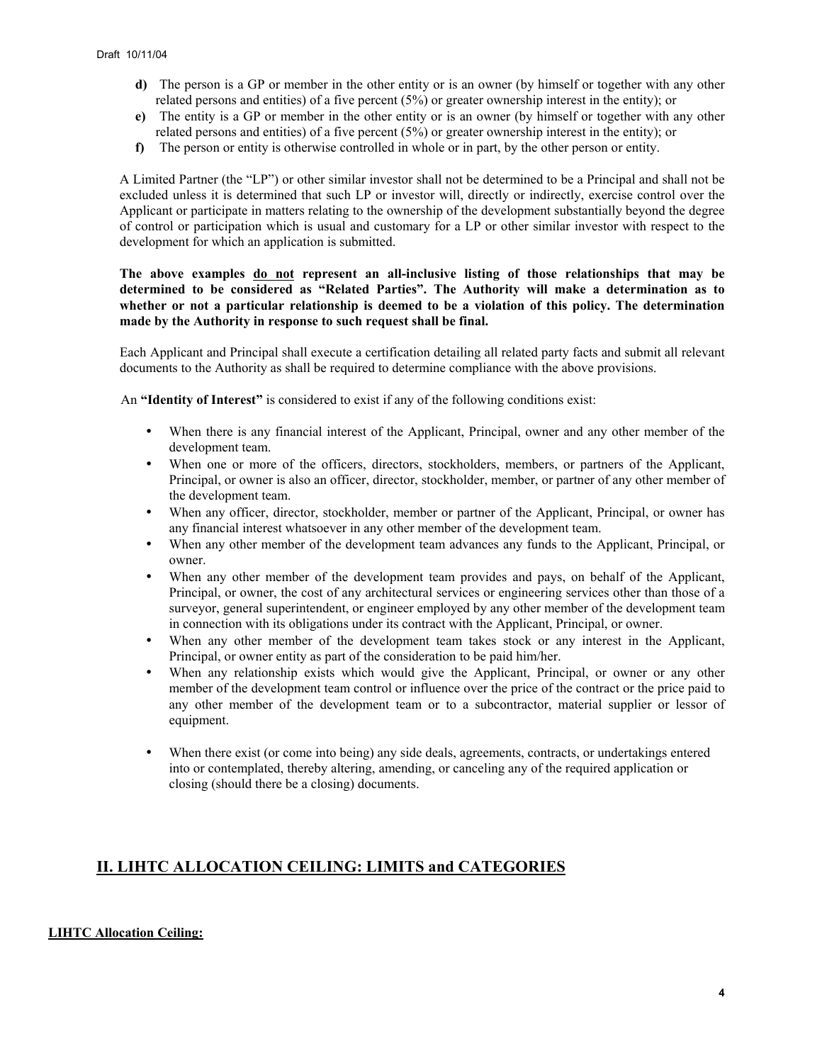**d)** The person is a GP or member in the other entity or is an owner (by himself or together with any other related persons and entities) of a five percent (5%) or greater ownership interest in the entity); or

**e)** The entity is a GP or member in the other entity or is an owner (by himself or together with any other related persons and entities) of a five percent (5%) or greater ownership interest in the entity); or

**f)** The person or entity is otherwise controlled in whole or in part, by the other person or entity.

A Limited Partner (the "LP") or other similar investor shall not be determined to be a Principal and shall not be excluded unless it is determined that such LP or investor will, directly or indirectly, exercise control over the Applicant or participate in matters relating to the ownership of the development substantially beyond the degree of control or participation which is usual and customary for a LP or other similar investor with respect to the development for which an application is submitted.

**The above examples <u>do not</u> represent an all-inclusive listing of those relationships that may be determined to be considered as "Related Parties". The Authority will make a determination as to whether or not a particular relationship is deemed to be a violation of this policy. The determination made by the Authority in response to such request shall be final.**

Each Applicant and Principal shall execute a certification detailing all related party facts and submit all relevant documents to the Authority as shall be required to determine compliance with the above provisions.

An **"Identity of Interest"** is considered to exist if any of the following conditions exist:

- When there is any financial interest of the Applicant, Principal, owner and any other member of the development team.
- When one or more of the officers, directors, stockholders, members, or partners of the Applicant, Principal, or owner is also an officer, director, stockholder, member, or partner of any other member of the development team.
- When any officer, director, stockholder, member or partner of the Applicant, Principal, or owner has any financial interest whatsoever in any other member of the development team.
- When any other member of the development team advances any funds to the Applicant, Principal, or owner.
- When any other member of the development team provides and pays, on behalf of the Applicant, Principal, or owner, the cost of any architectural services or engineering services other than those of a surveyor, general superintendent, or engineer employed by any other member of the development team in connection with its obligations under its contract with the Applicant, Principal, or owner.
- When any other member of the development team takes stock or any interest in the Applicant, Principal, or owner entity as part of the consideration to be paid him/her.
- When any relationship exists which would give the Applicant, Principal, or owner or any other member of the development team control or influence over the price of the contract or the price paid to any other member of the development team or to a subcontractor, material supplier or lessor of equipment.
- When there exist (or come into being) any side deals, agreements, contracts, or undertakings entered into or contemplated, thereby altering, amending, or canceling any of the required application or closing (should there be a closing) documents.

## II. LIHTC ALLOCATION CEILING: LIMITS and CATEGORIES

**<u>LIHTC Allocation Ceiling:</u>**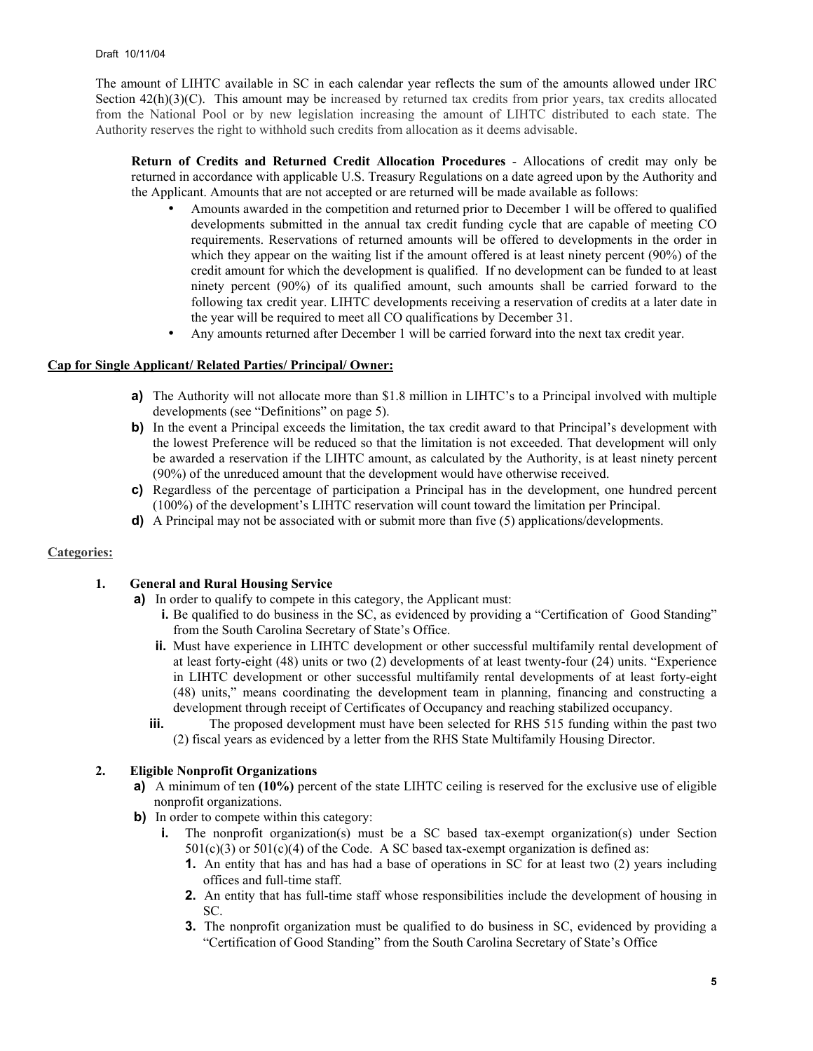The amount of LIHTC available in SC in each calendar year reflects the sum of the amounts allowed under IRC Section 42(h)(3)(C). This amount may be increased by returned tax credits from prior years, tax credits allocated from the National Pool or by new legislation increasing the amount of LIHTC distributed to each state. The Authority reserves the right to withhold such credits from allocation as it deems advisable.

**Return of Credits and Returned Credit Allocation Procedures** - Allocations of credit may only be returned in accordance with applicable U.S. Treasury Regulations on a date agreed upon by the Authority and the Applicant. Amounts that are not accepted or are returned will be made available as follows:

- Amounts awarded in the competition and returned prior to December 1 will be offered to qualified developments submitted in the annual tax credit funding cycle that are capable of meeting CO requirements. Reservations of returned amounts will be offered to developments in the order in which they appear on the waiting list if the amount offered is at least ninety percent (90%) of the credit amount for which the development is qualified. If no development can be funded to at least ninety percent (90%) of its qualified amount, such amounts shall be carried forward to the following tax credit year. LIHTC developments receiving a reservation of credits at a later date in the year will be required to meet all CO qualifications by December 31.
- Any amounts returned after December 1 will be carried forward into the next tax credit year.

**Cap for Single Applicant/ Related Parties/ Principal/ Owner:**

**a)** The Authority will not allocate more than $1.8 million in LIHTC's to a Principal involved with multiple developments (see "Definitions" on page 5).

**b)** In the event a Principal exceeds the limitation, the tax credit award to that Principal's development with the lowest Preference will be reduced so that the limitation is not exceeded. That development will only be awarded a reservation if the LIHTC amount, as calculated by the Authority, is at least ninety percent (90%) of the unreduced amount that the development would have otherwise received.

**c)** Regardless of the percentage of participation a Principal has in the development, one hundred percent (100%) of the development's LIHTC reservation will count toward the limitation per Principal.

**d)** A Principal may not be associated with or submit more than five (5) applications/developments.

**Categories:**

**1. General and Rural Housing Service**

**a)** In order to qualify to compete in this category, the Applicant must:

**i.** Be qualified to do business in the SC, as evidenced by providing a "Certification of Good Standing" from the South Carolina Secretary of State's Office.

**ii.** Must have experience in LIHTC development or other successful multifamily rental development of at least forty-eight (48) units or two (2) developments of at least twenty-four (24) units. "Experience in LIHTC development or other successful multifamily rental developments of at least forty-eight (48) units," means coordinating the development team in planning, financing and constructing a development through receipt of Certificates of Occupancy and reaching stabilized occupancy.

**iii.** The proposed development must have been selected for RHS 515 funding within the past two (2) fiscal years as evidenced by a letter from the RHS State Multifamily Housing Director.

**2. Eligible Nonprofit Organizations**

**a)** A minimum of ten **(10%)** percent of the state LIHTC ceiling is reserved for the exclusive use of eligible nonprofit organizations.

**b)** In order to compete within this category:

**i.** The nonprofit organization(s) must be a SC based tax-exempt organization(s) under Section 501(c)(3) or 501(c)(4) of the Code. A SC based tax-exempt organization is defined as:

**1.** An entity that has and has had a base of operations in SC for at least two (2) years including offices and full-time staff.

**2.** An entity that has full-time staff whose responsibilities include the development of housing in SC.

**3.** The nonprofit organization must be qualified to do business in SC, evidenced by providing a "Certification of Good Standing" from the South Carolina Secretary of State's Office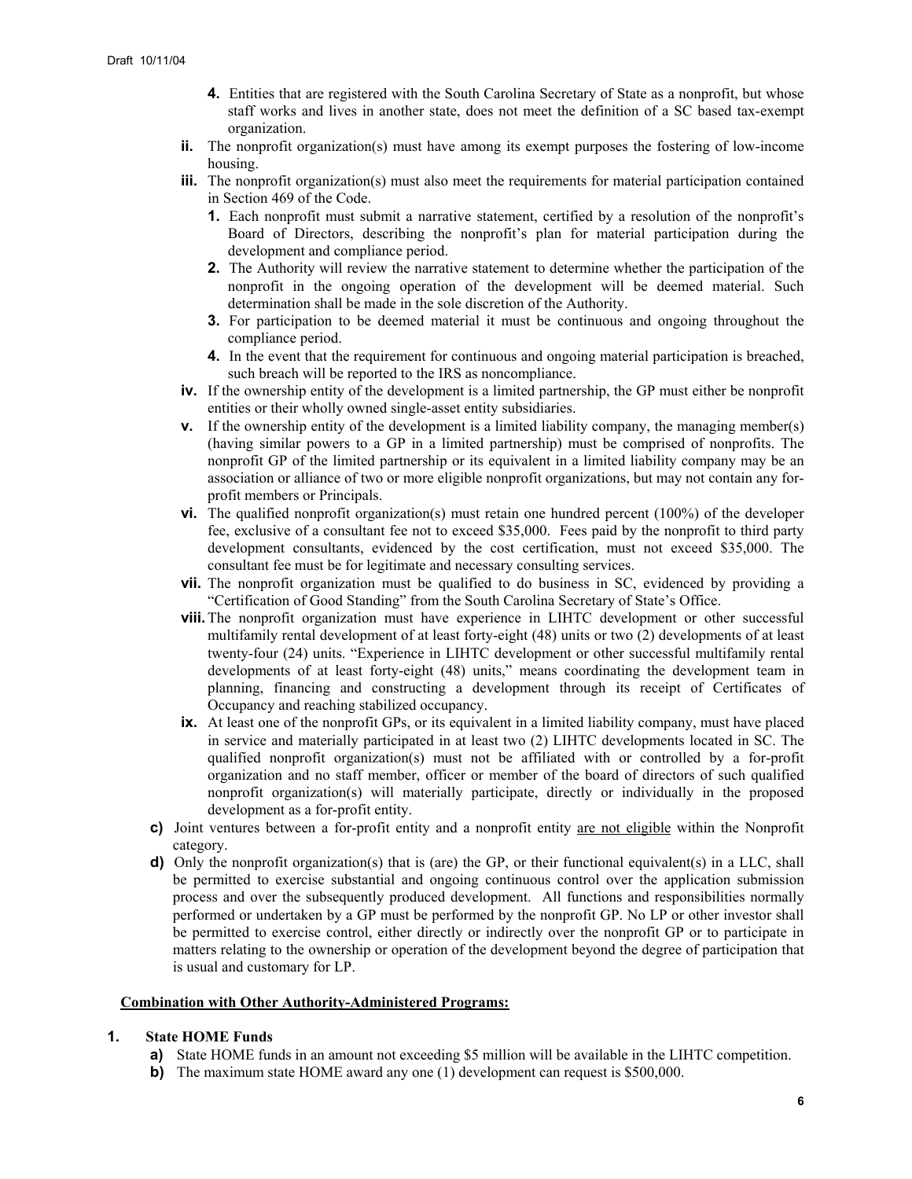4. Entities that are registered with the South Carolina Secretary of State as a nonprofit, but whose staff works and lives in another state, does not meet the definition of a SC based tax-exempt organization.

ii. The nonprofit organization(s) must have among its exempt purposes the fostering of low-income housing.

iii. The nonprofit organization(s) must also meet the requirements for material participation contained in Section 469 of the Code.

1. Each nonprofit must submit a narrative statement, certified by a resolution of the nonprofit's Board of Directors, describing the nonprofit's plan for material participation during the development and compliance period.
2. The Authority will review the narrative statement to determine whether the participation of the nonprofit in the ongoing operation of the development will be deemed material. Such determination shall be made in the sole discretion of the Authority.
3. For participation to be deemed material it must be continuous and ongoing throughout the compliance period.
4. In the event that the requirement for continuous and ongoing material participation is breached, such breach will be reported to the IRS as noncompliance.

iv. If the ownership entity of the development is a limited partnership, the GP must either be nonprofit entities or their wholly owned single-asset entity subsidiaries.

v. If the ownership entity of the development is a limited liability company, the managing member(s) (having similar powers to a GP in a limited partnership) must be comprised of nonprofits. The nonprofit GP of the limited partnership or its equivalent in a limited liability company may be an association or alliance of two or more eligible nonprofit organizations, but may not contain any for-profit members or Principals.

vi. The qualified nonprofit organization(s) must retain one hundred percent (100%) of the developer fee, exclusive of a consultant fee not to exceed $35,000. Fees paid by the nonprofit to third party development consultants, evidenced by the cost certification, must not exceed $35,000. The consultant fee must be for legitimate and necessary consulting services.

vii. The nonprofit organization must be qualified to do business in SC, evidenced by providing a "Certification of Good Standing" from the South Carolina Secretary of State's Office.

viii. The nonprofit organization must have experience in LIHTC development or other successful multifamily rental development of at least forty-eight (48) units or two (2) developments of at least twenty-four (24) units. "Experience in LIHTC development or other successful multifamily rental developments of at least forty-eight (48) units," means coordinating the development team in planning, financing and constructing a development through its receipt of Certificates of Occupancy and reaching stabilized occupancy.

ix. At least one of the nonprofit GPs, or its equivalent in a limited liability company, must have placed in service and materially participated in at least two (2) LIHTC developments located in SC. The qualified nonprofit organization(s) must not be affiliated with or controlled by a for-profit organization and no staff member, officer or member of the board of directors of such qualified nonprofit organization(s) will materially participate, directly or individually in the proposed development as a for-profit entity.

c) Joint ventures between a for-profit entity and a nonprofit entity are not eligible within the Nonprofit category.

d) Only the nonprofit organization(s) that is (are) the GP, or their functional equivalent(s) in a LLC, shall be permitted to exercise substantial and ongoing continuous control over the application submission process and over the subsequently produced development. All functions and responsibilities normally performed or undertaken by a GP must be performed by the nonprofit GP. No LP or other investor shall be permitted to exercise control, either directly or indirectly over the nonprofit GP or to participate in matters relating to the ownership or operation of the development beyond the degree of participation that is usual and customary for LP.

**Combination with Other Authority-Administered Programs:**

**1. State HOME Funds**

a) State HOME funds in an amount not exceeding $5 million will be available in the LIHTC competition.

b) The maximum state HOME award any one (1) development can request is $500,000.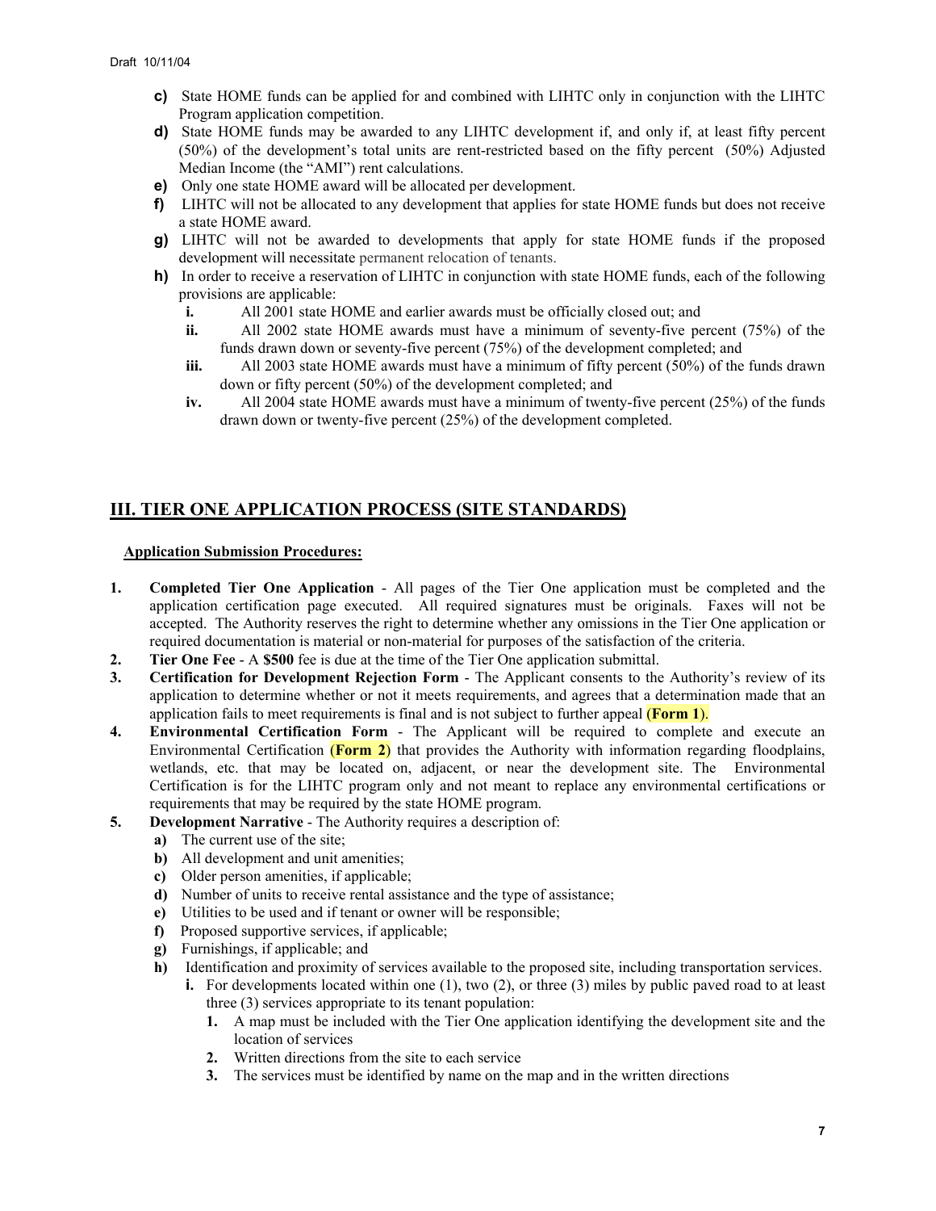- **c)** State HOME funds can be applied for and combined with LIHTC only in conjunction with the LIHTC Program application competition.
- **d)** State HOME funds may be awarded to any LIHTC development if, and only if, at least fifty percent (50%) of the development's total units are rent-restricted based on the fifty percent (50%) Adjusted Median Income (the "AMI") rent calculations.
- **e)** Only one state HOME award will be allocated per development.
- **f)** LIHTC will not be allocated to any development that applies for state HOME funds but does not receive a state HOME award.
- **g)** LIHTC will not be awarded to developments that apply for state HOME funds if the proposed development will necessitate permanent relocation of tenants.
- **h)** In order to receive a reservation of LIHTC in conjunction with state HOME funds, each of the following provisions are applicable:
  - **i.** All 2001 state HOME and earlier awards must be officially closed out; and
  - **ii.** All 2002 state HOME awards must have a minimum of seventy-five percent (75%) of the funds drawn down or seventy-five percent (75%) of the development completed; and
  - **iii.** All 2003 state HOME awards must have a minimum of fifty percent (50%) of the funds drawn down or fifty percent (50%) of the development completed; and
  - **iv.** All 2004 state HOME awards must have a minimum of twenty-five percent (25%) of the funds drawn down or twenty-five percent (25%) of the development completed.

## III. TIER ONE APPLICATION PROCESS (SITE STANDARDS)

**Application Submission Procedures:**

1. **Completed Tier One Application** - All pages of the Tier One application must be completed and the application certification page executed. All required signatures must be originals. Faxes will not be accepted. The Authority reserves the right to determine whether any omissions in the Tier One application or required documentation is material or non-material for purposes of the satisfaction of the criteria.
2. **Tier One Fee** - A **$500** fee is due at the time of the Tier One application submittal.
3. **Certification for Development Rejection Form** - The Applicant consents to the Authority's review of its application to determine whether or not it meets requirements, and agrees that a determination made that an application fails to meet requirements is final and is not subject to further appeal (**Form 1**).
4. **Environmental Certification Form** - The Applicant will be required to complete and execute an Environmental Certification (**Form 2**) that provides the Authority with information regarding floodplains, wetlands, etc. that may be located on, adjacent, or near the development site. The Environmental Certification is for the LIHTC program only and not meant to replace any environmental certifications or requirements that may be required by the state HOME program.
5. **Development Narrative** - The Authority requires a description of:
   - **a)** The current use of the site;
   - **b)** All development and unit amenities;
   - **c)** Older person amenities, if applicable;
   - **d)** Number of units to receive rental assistance and the type of assistance;
   - **e)** Utilities to be used and if tenant or owner will be responsible;
   - **f)** Proposed supportive services, if applicable;
   - **g)** Furnishings, if applicable; and
   - **h)** Identification and proximity of services available to the proposed site, including transportation services.
     - **i.** For developments located within one (1), two (2), or three (3) miles by public paved road to at least three (3) services appropriate to its tenant population:
       1. A map must be included with the Tier One application identifying the development site and the location of services
       2. Written directions from the site to each service
       3. The services must be identified by name on the map and in the written directions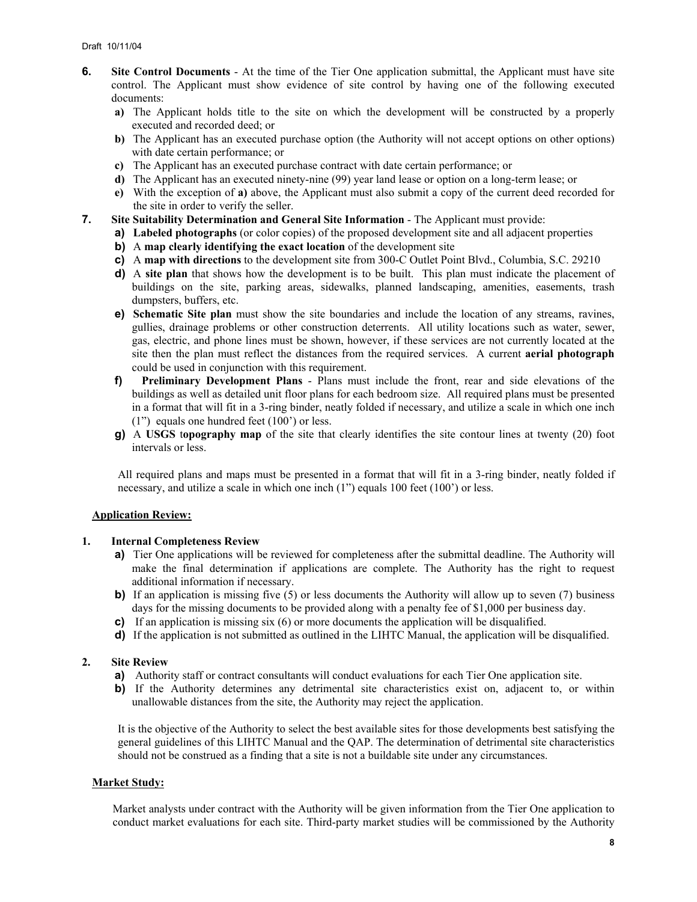Draft 10/11/04

6. **Site Control Documents** - At the time of the Tier One application submittal, the Applicant must have site control. The Applicant must show evidence of site control by having one of the following executed documents:
   - **a)** The Applicant holds title to the site on which the development will be constructed by a properly executed and recorded deed; or
   - **b)** The Applicant has an executed purchase option (the Authority will not accept options on other options) with date certain performance; or
   - **c)** The Applicant has an executed purchase contract with date certain performance; or
   - **d)** The Applicant has an executed ninety-nine (99) year land lease or option on a long-term lease; or
   - **e)** With the exception of **a)** above, the Applicant must also submit a copy of the current deed recorded for the site in order to verify the seller.
7. **Site Suitability Determination and General Site Information** - The Applicant must provide:
   - **a)** **Labeled photographs** (or color copies) of the proposed development site and all adjacent properties
   - **b)** A **map clearly identifying the exact location** of the development site
   - **c)** A **map with directions** to the development site from 300-C Outlet Point Blvd., Columbia, S.C. 29210
   - **d)** A **site plan** that shows how the development is to be built. This plan must indicate the placement of buildings on the site, parking areas, sidewalks, planned landscaping, amenities, easements, trash dumpsters, buffers, etc.
   - **e)** **Schematic Site plan** must show the site boundaries and include the location of any streams, ravines, gullies, drainage problems or other construction deterrents. All utility locations such as water, sewer, gas, electric, and phone lines must be shown, however, if these services are not currently located at the site then the plan must reflect the distances from the required services. A current **aerial photograph** could be used in conjunction with this requirement.
   - **f)** **Preliminary Development Plans** - Plans must include the front, rear and side elevations of the buildings as well as detailed unit floor plans for each bedroom size. All required plans must be presented in a format that will fit in a 3-ring binder, neatly folded if necessary, and utilize a scale in which one inch (1") equals one hundred feet (100') or less.
   - **g)** A **USGS** t**opography map** of the site that clearly identifies the site contour lines at twenty (20) foot intervals or less.

   All required plans and maps must be presented in a format that will fit in a 3-ring binder, neatly folded if necessary, and utilize a scale in which one inch (1") equals 100 feet (100') or less.

**Application Review:**

1. **Internal Completeness Review**
   - **a)** Tier One applications will be reviewed for completeness after the submittal deadline. The Authority will make the final determination if applications are complete. The Authority has the right to request additional information if necessary.
   - **b)** If an application is missing five (5) or less documents the Authority will allow up to seven (7) business days for the missing documents to be provided along with a penalty fee of $1,000 per business day.
   - **c)** If an application is missing six (6) or more documents the application will be disqualified.
   - **d)** If the application is not submitted as outlined in the LIHTC Manual, the application will be disqualified.

2. **Site Review**
   - **a)** Authority staff or contract consultants will conduct evaluations for each Tier One application site.
   - **b)** If the Authority determines any detrimental site characteristics exist on, adjacent to, or within unallowable distances from the site, the Authority may reject the application.

   It is the objective of the Authority to select the best available sites for those developments best satisfying the general guidelines of this LIHTC Manual and the QAP. The determination of detrimental site characteristics should not be construed as a finding that a site is not a buildable site under any circumstances.

**Market Study:**

Market analysts under contract with the Authority will be given information from the Tier One application to conduct market evaluations for each site. Third-party market studies will be commissioned by the Authority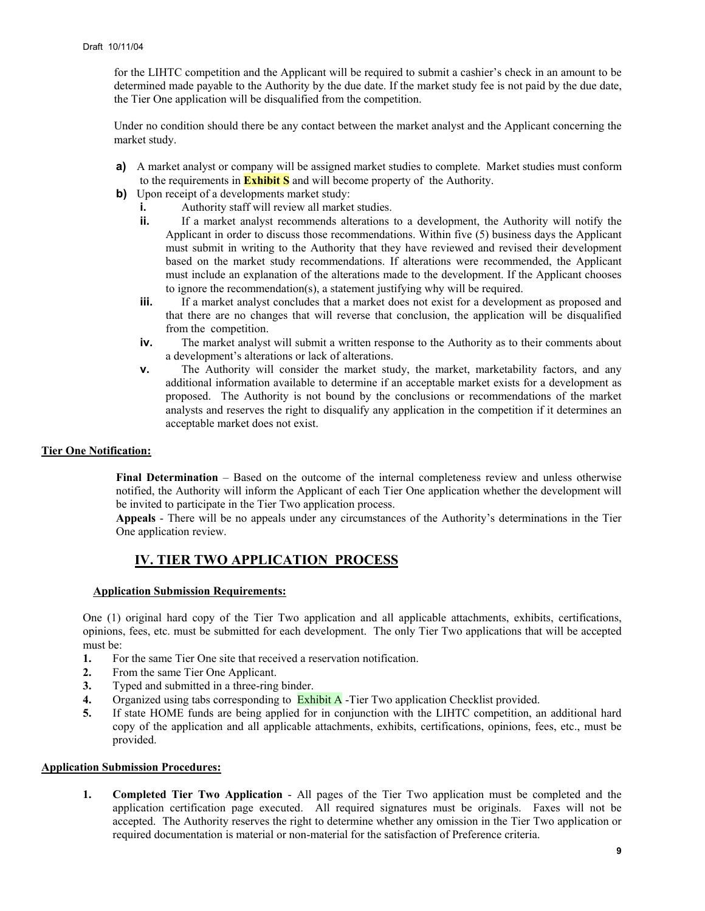for the LIHTC competition and the Applicant will be required to submit a cashier's check in an amount to be determined made payable to the Authority by the due date. If the market study fee is not paid by the due date, the Tier One application will be disqualified from the competition.

Under no condition should there be any contact between the market analyst and the Applicant concerning the market study.

**a)** A market analyst or company will be assigned market studies to complete. Market studies must conform to the requirements in **Exhibit S** and will become property of the Authority.

**b)** Upon receipt of a developments market study:

- **i.** Authority staff will review all market studies.
- **ii.** If a market analyst recommends alterations to a development, the Authority will notify the Applicant in order to discuss those recommendations. Within five (5) business days the Applicant must submit in writing to the Authority that they have reviewed and revised their development based on the market study recommendations. If alterations were recommended, the Applicant must include an explanation of the alterations made to the development. If the Applicant chooses to ignore the recommendation(s), a statement justifying why will be required.
- **iii.** If a market analyst concludes that a market does not exist for a development as proposed and that there are no changes that will reverse that conclusion, the application will be disqualified from the competition.
- **iv.** The market analyst will submit a written response to the Authority as to their comments about a development's alterations or lack of alterations.
- **v.** The Authority will consider the market study, the market, marketability factors, and any additional information available to determine if an acceptable market exists for a development as proposed. The Authority is not bound by the conclusions or recommendations of the market analysts and reserves the right to disqualify any application in the competition if it determines an acceptable market does not exist.

**Tier One Notification:**

**Final Determination** – Based on the outcome of the internal completeness review and unless otherwise notified, the Authority will inform the Applicant of each Tier One application whether the development will be invited to participate in the Tier Two application process.

**Appeals** - There will be no appeals under any circumstances of the Authority's determinations in the Tier One application review.

## IV. TIER TWO APPLICATION PROCESS

**Application Submission Requirements:**

One (1) original hard copy of the Tier Two application and all applicable attachments, exhibits, certifications, opinions, fees, etc. must be submitted for each development. The only Tier Two applications that will be accepted must be:

1. For the same Tier One site that received a reservation notification.
2. From the same Tier One Applicant.
3. Typed and submitted in a three-ring binder.
4. Organized using tabs corresponding to Exhibit A -Tier Two application Checklist provided.
5. If state HOME funds are being applied for in conjunction with the LIHTC competition, an additional hard copy of the application and all applicable attachments, exhibits, certifications, opinions, fees, etc., must be provided.

**Application Submission Procedures:**

1. **Completed Tier Two Application** - All pages of the Tier Two application must be completed and the application certification page executed. All required signatures must be originals. Faxes will not be accepted. The Authority reserves the right to determine whether any omission in the Tier Two application or required documentation is material or non-material for the satisfaction of Preference criteria.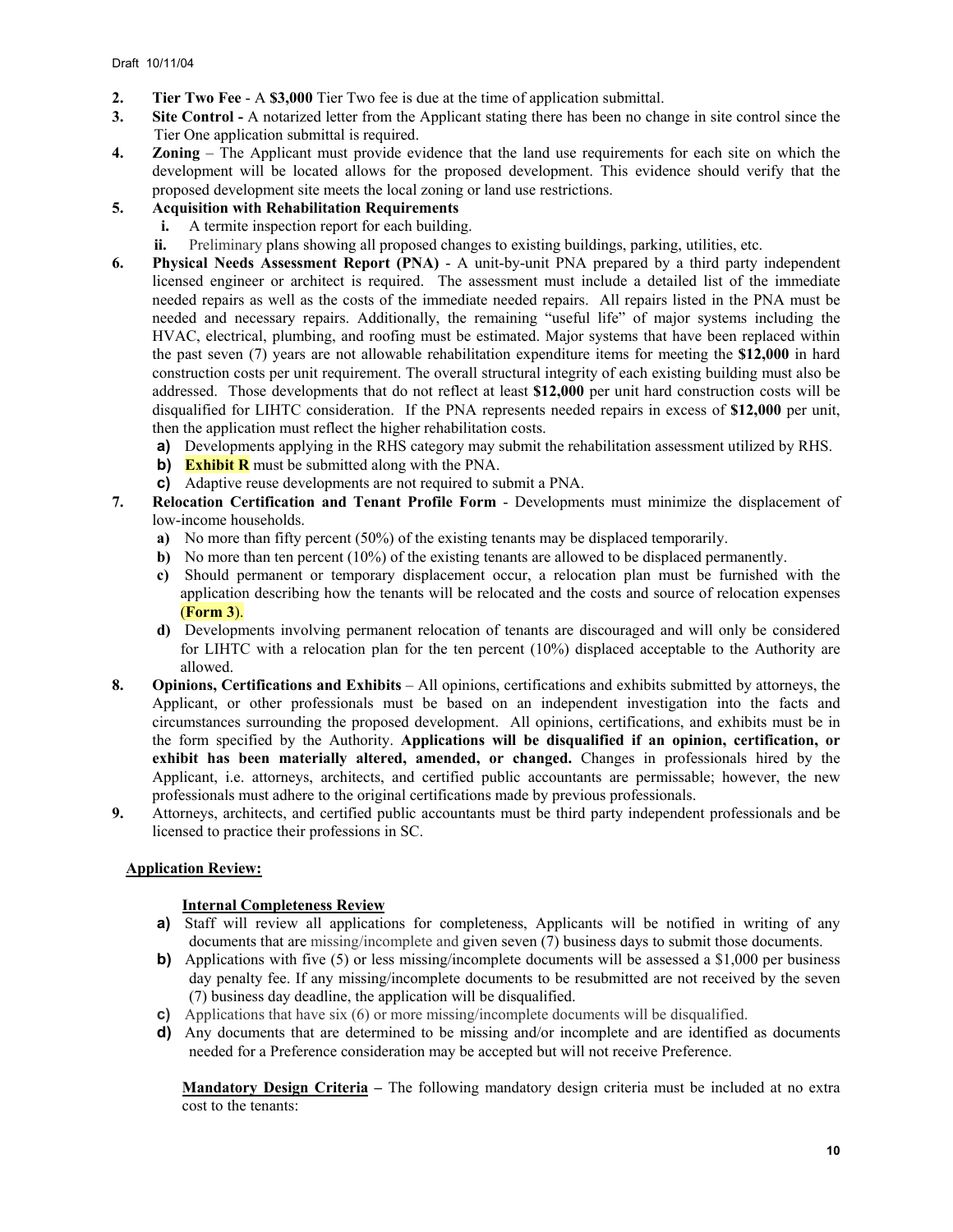2. **Tier Two Fee** - A **$3,000** Tier Two fee is due at the time of application submittal.
3. **Site Control -** A notarized letter from the Applicant stating there has been no change in site control since the Tier One application submittal is required.
4. **Zoning** – The Applicant must provide evidence that the land use requirements for each site on which the development will be located allows for the proposed development. This evidence should verify that the proposed development site meets the local zoning or land use restrictions.
5. **Acquisition with Rehabilitation Requirements**
   - **i.** A termite inspection report for each building.
   - **ii.** Preliminary plans showing all proposed changes to existing buildings, parking, utilities, etc.
6. **Physical Needs Assessment Report (PNA)** - A unit-by-unit PNA prepared by a third party independent licensed engineer or architect is required. The assessment must include a detailed list of the immediate needed repairs as well as the costs of the immediate needed repairs. All repairs listed in the PNA must be needed and necessary repairs. Additionally, the remaining "useful life" of major systems including the HVAC, electrical, plumbing, and roofing must be estimated. Major systems that have been replaced within the past seven (7) years are not allowable rehabilitation expenditure items for meeting the **$12,000** in hard construction costs per unit requirement. The overall structural integrity of each existing building must also be addressed. Those developments that do not reflect at least **$12,000** per unit hard construction costs will be disqualified for LIHTC consideration. If the PNA represents needed repairs in excess of **$12,000** per unit, then the application must reflect the higher rehabilitation costs.
   - **a)** Developments applying in the RHS category may submit the rehabilitation assessment utilized by RHS.
   - **b)** **Exhibit R** must be submitted along with the PNA.
   - **c)** Adaptive reuse developments are not required to submit a PNA.
7. **Relocation Certification and Tenant Profile Form** - Developments must minimize the displacement of low-income households.
   - **a)** No more than fifty percent (50%) of the existing tenants may be displaced temporarily.
   - **b)** No more than ten percent (10%) of the existing tenants are allowed to be displaced permanently.
   - **c)** Should permanent or temporary displacement occur, a relocation plan must be furnished with the application describing how the tenants will be relocated and the costs and source of relocation expenses (**Form 3**).
   - **d)** Developments involving permanent relocation of tenants are discouraged and will only be considered for LIHTC with a relocation plan for the ten percent (10%) displaced acceptable to the Authority are allowed.
8. **Opinions, Certifications and Exhibits** – All opinions, certifications and exhibits submitted by attorneys, the Applicant, or other professionals must be based on an independent investigation into the facts and circumstances surrounding the proposed development. All opinions, certifications, and exhibits must be in the form specified by the Authority. **Applications will be disqualified if an opinion, certification, or exhibit has been materially altered, amended, or changed.** Changes in professionals hired by the Applicant, i.e. attorneys, architects, and certified public accountants are permissable; however, the new professionals must adhere to the original certifications made by previous professionals.
9. Attorneys, architects, and certified public accountants must be third party independent professionals and be licensed to practice their professions in SC.

**Application Review:**

**Internal Completeness Review**

- **a)** Staff will review all applications for completeness, Applicants will be notified in writing of any documents that are missing/incomplete and given seven (7) business days to submit those documents.
- **b)** Applications with five (5) or less missing/incomplete documents will be assessed a $1,000 per business day penalty fee. If any missing/incomplete documents to be resubmitted are not received by the seven (7) business day deadline, the application will be disqualified.
- **c)** Applications that have six (6) or more missing/incomplete documents will be disqualified.
- **d)** Any documents that are determined to be missing and/or incomplete and are identified as documents needed for a Preference consideration may be accepted but will not receive Preference.

**Mandatory Design Criteria –** The following mandatory design criteria must be included at no extra cost to the tenants: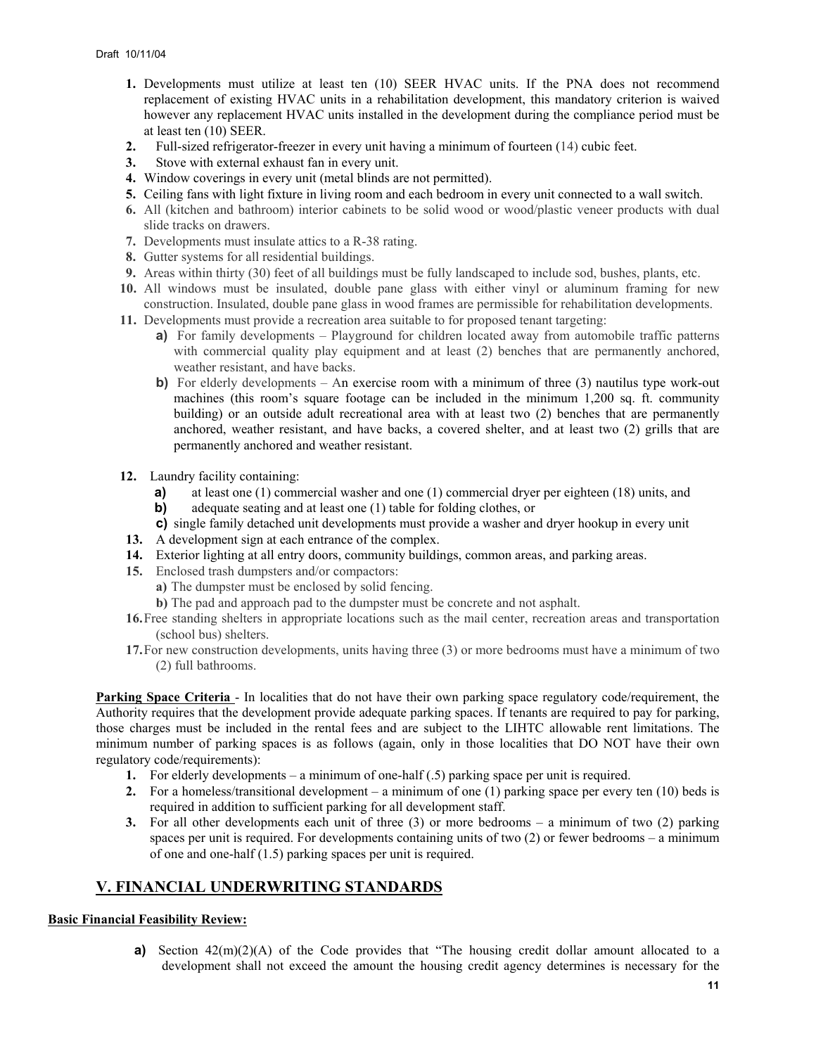1. Developments must utilize at least ten (10) SEER HVAC units. If the PNA does not recommend replacement of existing HVAC units in a rehabilitation development, this mandatory criterion is waived however any replacement HVAC units installed in the development during the compliance period must be at least ten (10) SEER.
2. Full-sized refrigerator-freezer in every unit having a minimum of fourteen (14) cubic feet.
3. Stove with external exhaust fan in every unit.
4. Window coverings in every unit (metal blinds are not permitted).
5. Ceiling fans with light fixture in living room and each bedroom in every unit connected to a wall switch.
6. All (kitchen and bathroom) interior cabinets to be solid wood or wood/plastic veneer products with dual slide tracks on drawers.
7. Developments must insulate attics to a R-38 rating.
8. Gutter systems for all residential buildings.
9. Areas within thirty (30) feet of all buildings must be fully landscaped to include sod, bushes, plants, etc.
10. All windows must be insulated, double pane glass with either vinyl or aluminum framing for new construction. Insulated, double pane glass in wood frames are permissible for rehabilitation developments.
11. Developments must provide a recreation area suitable to for proposed tenant targeting:
    - **a)** For family developments – Playground for children located away from automobile traffic patterns with commercial quality play equipment and at least (2) benches that are permanently anchored, weather resistant, and have backs.
    - **b)** For elderly developments – An exercise room with a minimum of three (3) nautilus type work-out machines (this room's square footage can be included in the minimum 1,200 sq. ft. community building) or an outside adult recreational area with at least two (2) benches that are permanently anchored, weather resistant, and have backs, a covered shelter, and at least two (2) grills that are permanently anchored and weather resistant.
12. Laundry facility containing:
    - **a)** at least one (1) commercial washer and one (1) commercial dryer per eighteen (18) units, and
    - **b)** adequate seating and at least one (1) table for folding clothes, or
    - **c)** single family detached unit developments must provide a washer and dryer hookup in every unit
13. A development sign at each entrance of the complex.
14. Exterior lighting at all entry doors, community buildings, common areas, and parking areas.
15. Enclosed trash dumpsters and/or compactors:
    - **a)** The dumpster must be enclosed by solid fencing.
    - **b)** The pad and approach pad to the dumpster must be concrete and not asphalt.
16. Free standing shelters in appropriate locations such as the mail center, recreation areas and transportation (school bus) shelters.
17. For new construction developments, units having three (3) or more bedrooms must have a minimum of two (2) full bathrooms.

**Parking Space Criteria** - In localities that do not have their own parking space regulatory code/requirement, the Authority requires that the development provide adequate parking spaces. If tenants are required to pay for parking, those charges must be included in the rental fees and are subject to the LIHTC allowable rent limitations. The minimum number of parking spaces is as follows (again, only in those localities that DO NOT have their own regulatory code/requirements):

1. For elderly developments – a minimum of one-half (.5) parking space per unit is required.
2. For a homeless/transitional development – a minimum of one (1) parking space per every ten (10) beds is required in addition to sufficient parking for all development staff.
3. For all other developments each unit of three (3) or more bedrooms – a minimum of two (2) parking spaces per unit is required. For developments containing units of two (2) or fewer bedrooms – a minimum of one and one-half (1.5) parking spaces per unit is required.

## V. FINANCIAL UNDERWRITING STANDARDS

**Basic Financial Feasibility Review:**

- **a)** Section 42(m)(2)(A) of the Code provides that "The housing credit dollar amount allocated to a development shall not exceed the amount the housing credit agency determines is necessary for the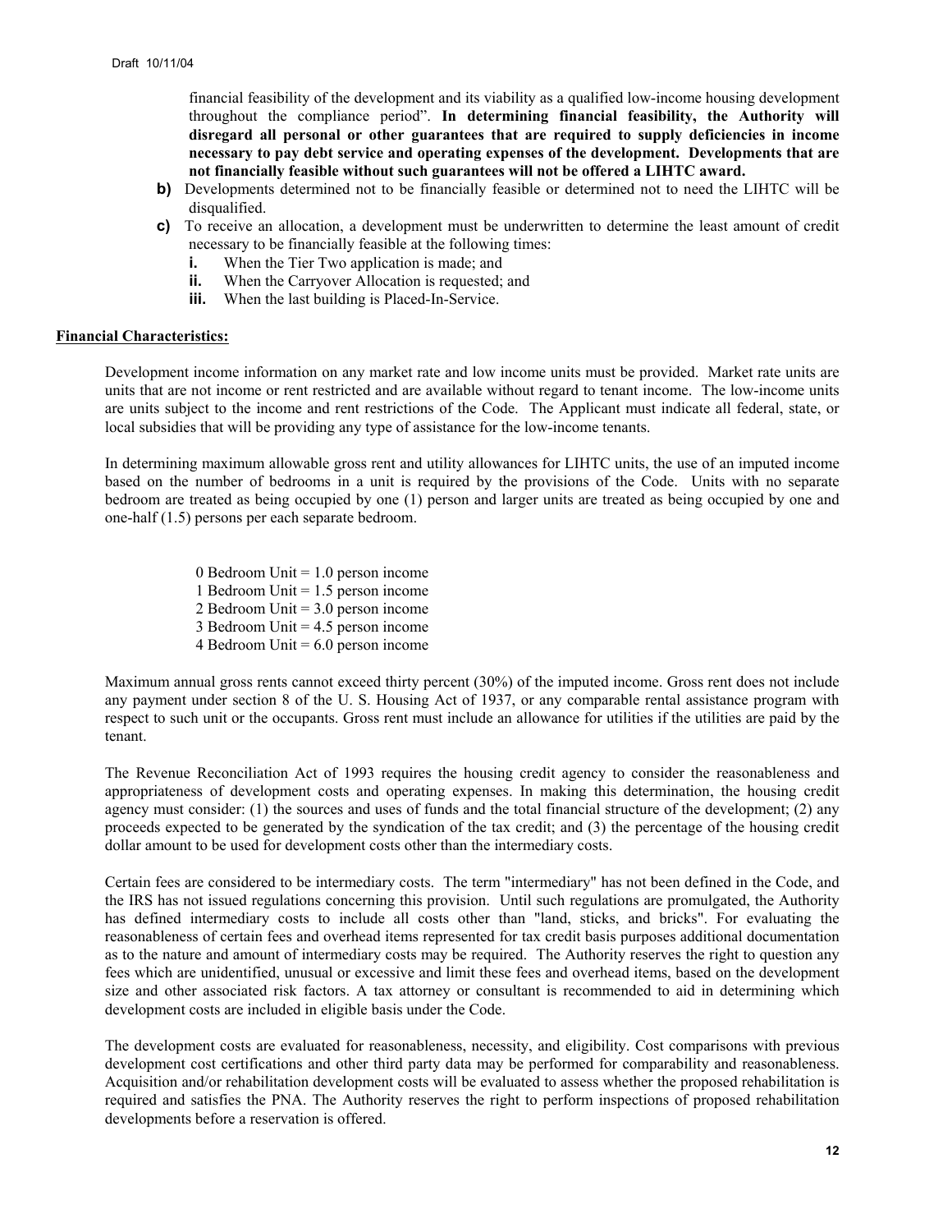financial feasibility of the development and its viability as a qualified low-income housing development throughout the compliance period". **In determining financial feasibility, the Authority will disregard all personal or other guarantees that are required to supply deficiencies in income necessary to pay debt service and operating expenses of the development. Developments that are not financially feasible without such guarantees will not be offered a LIHTC award.**

**b)** Developments determined not to be financially feasible or determined not to need the LIHTC will be disqualified.

**c)** To receive an allocation, a development must be underwritten to determine the least amount of credit necessary to be financially feasible at the following times:

- **i.** When the Tier Two application is made; and
- **ii.** When the Carryover Allocation is requested; and
- **iii.** When the last building is Placed-In-Service.

**Financial Characteristics:**

Development income information on any market rate and low income units must be provided. Market rate units are units that are not income or rent restricted and are available without regard to tenant income. The low-income units are units subject to the income and rent restrictions of the Code. The Applicant must indicate all federal, state, or local subsidies that will be providing any type of assistance for the low-income tenants.

In determining maximum allowable gross rent and utility allowances for LIHTC units, the use of an imputed income based on the number of bedrooms in a unit is required by the provisions of the Code. Units with no separate bedroom are treated as being occupied by one (1) person and larger units are treated as being occupied by one and one-half (1.5) persons per each separate bedroom.

0 Bedroom Unit = 1.0 person income
1 Bedroom Unit = 1.5 person income
2 Bedroom Unit = 3.0 person income
3 Bedroom Unit = 4.5 person income
4 Bedroom Unit = 6.0 person income

Maximum annual gross rents cannot exceed thirty percent (30%) of the imputed income. Gross rent does not include any payment under section 8 of the U. S. Housing Act of 1937, or any comparable rental assistance program with respect to such unit or the occupants. Gross rent must include an allowance for utilities if the utilities are paid by the tenant.

The Revenue Reconciliation Act of 1993 requires the housing credit agency to consider the reasonableness and appropriateness of development costs and operating expenses. In making this determination, the housing credit agency must consider: (1) the sources and uses of funds and the total financial structure of the development; (2) any proceeds expected to be generated by the syndication of the tax credit; and (3) the percentage of the housing credit dollar amount to be used for development costs other than the intermediary costs.

Certain fees are considered to be intermediary costs. The term "intermediary" has not been defined in the Code, and the IRS has not issued regulations concerning this provision. Until such regulations are promulgated, the Authority has defined intermediary costs to include all costs other than "land, sticks, and bricks". For evaluating the reasonableness of certain fees and overhead items represented for tax credit basis purposes additional documentation as to the nature and amount of intermediary costs may be required. The Authority reserves the right to question any fees which are unidentified, unusual or excessive and limit these fees and overhead items, based on the development size and other associated risk factors. A tax attorney or consultant is recommended to aid in determining which development costs are included in eligible basis under the Code.

The development costs are evaluated for reasonableness, necessity, and eligibility. Cost comparisons with previous development cost certifications and other third party data may be performed for comparability and reasonableness. Acquisition and/or rehabilitation development costs will be evaluated to assess whether the proposed rehabilitation is required and satisfies the PNA. The Authority reserves the right to perform inspections of proposed rehabilitation developments before a reservation is offered.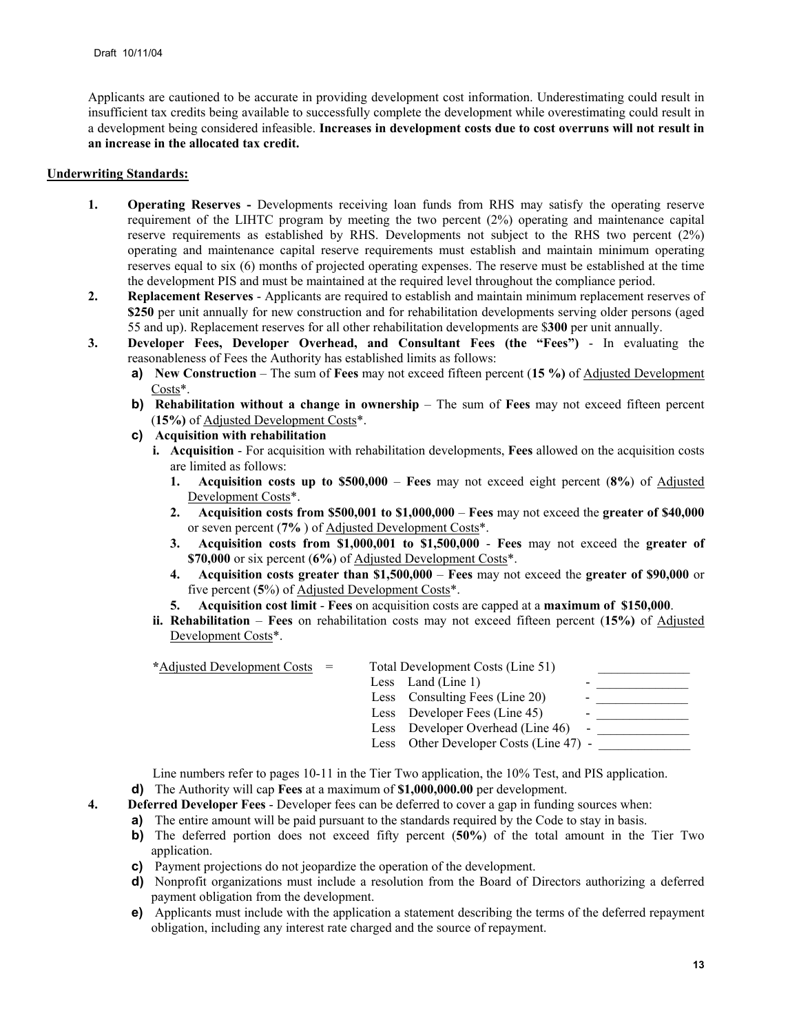Applicants are cautioned to be accurate in providing development cost information. Underestimating could result in insufficient tax credits being available to successfully complete the development while overestimating could result in a development being considered infeasible. **Increases in development costs due to cost overruns will not result in an increase in the allocated tax credit.**

## Underwriting Standards:

1. **Operating Reserves -** Developments receiving loan funds from RHS may satisfy the operating reserve requirement of the LIHTC program by meeting the two percent (2%) operating and maintenance capital reserve requirements as established by RHS. Developments not subject to the RHS two percent (2%) operating and maintenance capital reserve requirements must establish and maintain minimum operating reserves equal to six (6) months of projected operating expenses. The reserve must be established at the time the development PIS and must be maintained at the required level throughout the compliance period.
2. **Replacement Reserves** - Applicants are required to establish and maintain minimum replacement reserves of **$250** per unit annually for new construction and for rehabilitation developments serving older persons (aged 55 and up). Replacement reserves for all other rehabilitation developments are $**300** per unit annually.
3. **Developer Fees, Developer Overhead, and Consultant Fees (the "Fees")** - In evaluating the reasonableness of Fees the Authority has established limits as follows:
   - **a) New Construction** – The sum of **Fees** may not exceed fifteen percent (**15 %)** of Adjusted Development Costs*.
   - **b) Rehabilitation without a change in ownership** – The sum of **Fees** may not exceed fifteen percent (**15%)** of Adjusted Development Costs*.
   - **c) Acquisition with rehabilitation**
     - **i. Acquisition** - For acquisition with rehabilitation developments, **Fees** allowed on the acquisition costs are limited as follows:
       1. **Acquisition costs up to $500,000** – **Fees** may not exceed eight percent (**8%**) of Adjusted Development Costs*.
       2. **Acquisition costs from $500,001 to $1,000,000** – **Fees** may not exceed the **greater of $40,000** or seven percent (**7%** ) of Adjusted Development Costs*.
       3. **Acquisition costs from $1,000,001 to $1,500,000** - **Fees** may not exceed the **greater of $70,000** or six percent (**6%**) of Adjusted Development Costs*.
       4. **Acquisition costs greater than $1,500,000** – **Fees** may not exceed the **greater of $90,000** or five percent (**5**%) of Adjusted Development Costs*.
       5. **Acquisition cost limit** - **Fees** on acquisition costs are capped at a **maximum of $150,000**.
     - **ii. Rehabilitation** – **Fees** on rehabilitation costs may not exceed fifteen percent (**15%)** of Adjusted Development Costs*.

| ***Adjusted Development Costs** = | | |
|---|---|---|
| | Total Development Costs (Line 51) | ______________ |
| | Less Land (Line 1) | - ______________ |
| | Less Consulting Fees (Line 20) | - ______________ |
| | Less Developer Fees (Line 45) | - ______________ |
| | Less Developer Overhead (Line 46) | - ______________ |
| | Less Other Developer Costs (Line 47) | - ______________ |

Line numbers refer to pages 10-11 in the Tier Two application, the 10% Test, and PIS application.

   - **d)** The Authority will cap **Fees** at a maximum of **$1,000,000.00** per development.

4. **Deferred Developer Fees** - Developer fees can be deferred to cover a gap in funding sources when:
   - **a)** The entire amount will be paid pursuant to the standards required by the Code to stay in basis.
   - **b)** The deferred portion does not exceed fifty percent (**50%**) of the total amount in the Tier Two application.
   - **c)** Payment projections do not jeopardize the operation of the development.
   - **d)** Nonprofit organizations must include a resolution from the Board of Directors authorizing a deferred payment obligation from the development.
   - **e)** Applicants must include with the application a statement describing the terms of the deferred repayment obligation, including any interest rate charged and the source of repayment.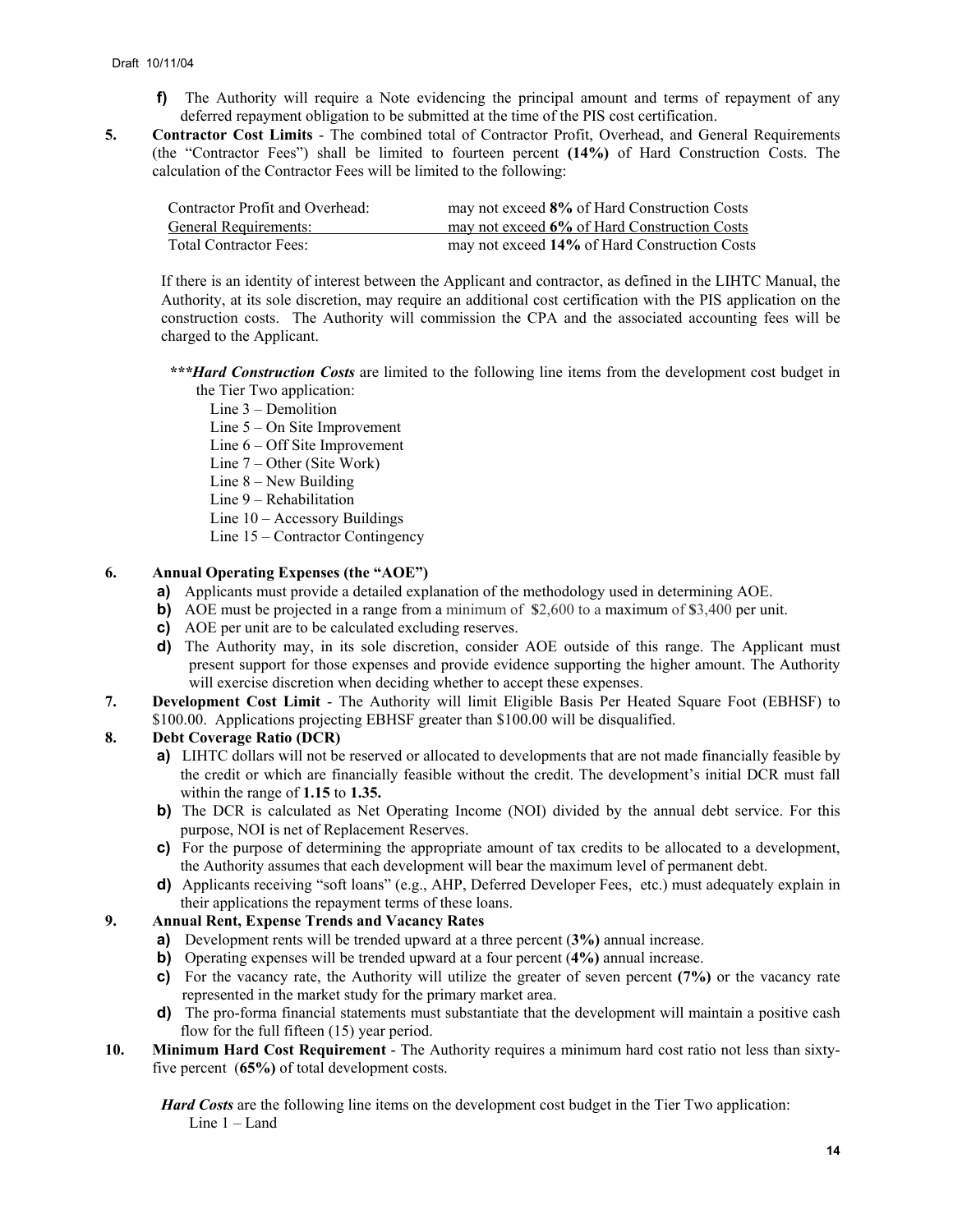Draft 10/11/04

**f)** The Authority will require a Note evidencing the principal amount and terms of repayment of any deferred repayment obligation to be submitted at the time of the PIS cost certification.

**5. Contractor Cost Limits** - The combined total of Contractor Profit, Overhead, and General Requirements (the "Contractor Fees") shall be limited to fourteen percent **(14%)** of Hard Construction Costs. The calculation of the Contractor Fees will be limited to the following:

| | |
|---|---|
| Contractor Profit and Overhead: | may not exceed **8%** of Hard Construction Costs |
| General Requirements: | may not exceed **6%** of Hard Construction Costs |
| Total Contractor Fees: | may not exceed **14%** of Hard Construction Costs |

If there is an identity of interest between the Applicant and contractor, as defined in the LIHTC Manual, the Authority, at its sole discretion, may require an additional cost certification with the PIS application on the construction costs. The Authority will commission the CPA and the associated accounting fees will be charged to the Applicant.

***\*\*\*Hard Construction Costs*** are limited to the following line items from the development cost budget in the Tier Two application:

- Line 3 – Demolition
- Line 5 – On Site Improvement
- Line 6 – Off Site Improvement
- Line 7 – Other (Site Work)
- Line 8 – New Building
- Line 9 – Rehabilitation
- Line 10 – Accessory Buildings
- Line 15 – Contractor Contingency

**6. Annual Operating Expenses (the "AOE")**

**a)** Applicants must provide a detailed explanation of the methodology used in determining AOE.

**b)** AOE must be projected in a range from a minimum of $2,600 to a maximum of $3,400 per unit.

**c)** AOE per unit are to be calculated excluding reserves.

**d)** The Authority may, in its sole discretion, consider AOE outside of this range. The Applicant must present support for those expenses and provide evidence supporting the higher amount. The Authority will exercise discretion when deciding whether to accept these expenses.

**7. Development Cost Limit** - The Authority will limit Eligible Basis Per Heated Square Foot (EBHSF) to $100.00. Applications projecting EBHSF greater than $100.00 will be disqualified.

**8. Debt Coverage Ratio (DCR)**

**a)** LIHTC dollars will not be reserved or allocated to developments that are not made financially feasible by the credit or which are financially feasible without the credit. The development's initial DCR must fall within the range of **1.15** to **1.35.**

**b)** The DCR is calculated as Net Operating Income (NOI) divided by the annual debt service. For this purpose, NOI is net of Replacement Reserves.

**c)** For the purpose of determining the appropriate amount of tax credits to be allocated to a development, the Authority assumes that each development will bear the maximum level of permanent debt.

**d)** Applicants receiving "soft loans" (e.g., AHP, Deferred Developer Fees, etc.) must adequately explain in their applications the repayment terms of these loans.

**9. Annual Rent, Expense Trends and Vacancy Rates**

**a)** Development rents will be trended upward at a three percent (**3%**) annual increase.

**b)** Operating expenses will be trended upward at a four percent (**4%**) annual increase.

**c)** For the vacancy rate, the Authority will utilize the greater of seven percent **(7%)** or the vacancy rate represented in the market study for the primary market area.

**d)** The pro-forma financial statements must substantiate that the development will maintain a positive cash flow for the full fifteen (15) year period.

**10. Minimum Hard Cost Requirement** - The Authority requires a minimum hard cost ratio not less than sixty-five percent (**65%**) of total development costs.

***Hard Costs*** are the following line items on the development cost budget in the Tier Two application:

- Line 1 – Land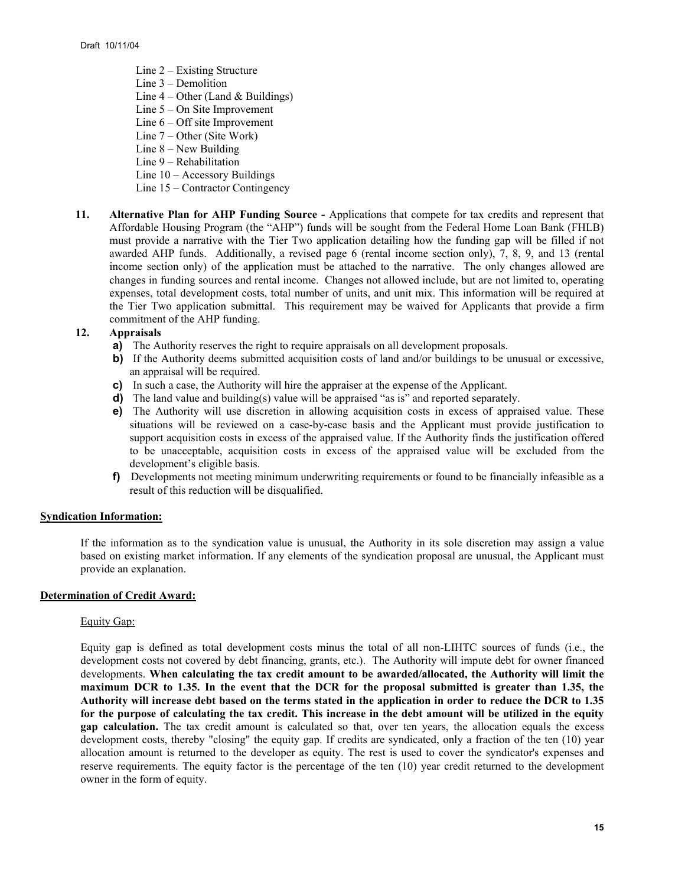Line 2 – Existing Structure
Line 3 – Demolition
Line 4 – Other (Land & Buildings)
Line 5 – On Site Improvement
Line 6 – Off site Improvement
Line 7 – Other (Site Work)
Line 8 – New Building
Line 9 – Rehabilitation
Line 10 – Accessory Buildings
Line 15 – Contractor Contingency

**11. Alternative Plan for AHP Funding Source -** Applications that compete for tax credits and represent that Affordable Housing Program (the "AHP") funds will be sought from the Federal Home Loan Bank (FHLB) must provide a narrative with the Tier Two application detailing how the funding gap will be filled if not awarded AHP funds. Additionally, a revised page 6 (rental income section only), 7, 8, 9, and 13 (rental income section only) of the application must be attached to the narrative. The only changes allowed are changes in funding sources and rental income. Changes not allowed include, but are not limited to, operating expenses, total development costs, total number of units, and unit mix. This information will be required at the Tier Two application submittal. This requirement may be waived for Applicants that provide a firm commitment of the AHP funding.

**12. Appraisals**

- **a)** The Authority reserves the right to require appraisals on all development proposals.
- **b)** If the Authority deems submitted acquisition costs of land and/or buildings to be unusual or excessive, an appraisal will be required.
- **c)** In such a case, the Authority will hire the appraiser at the expense of the Applicant.
- **d)** The land value and building(s) value will be appraised "as is" and reported separately.
- **e)** The Authority will use discretion in allowing acquisition costs in excess of appraised value. These situations will be reviewed on a case-by-case basis and the Applicant must provide justification to support acquisition costs in excess of the appraised value. If the Authority finds the justification offered to be unacceptable, acquisition costs in excess of the appraised value will be excluded from the development's eligible basis.
- **f)** Developments not meeting minimum underwriting requirements or found to be financially infeasible as a result of this reduction will be disqualified.

**Syndication Information:**

If the information as to the syndication value is unusual, the Authority in its sole discretion may assign a value based on existing market information. If any elements of the syndication proposal are unusual, the Applicant must provide an explanation.

**Determination of Credit Award:**

Equity Gap:

Equity gap is defined as total development costs minus the total of all non-LIHTC sources of funds (i.e., the development costs not covered by debt financing, grants, etc.). The Authority will impute debt for owner financed developments. **When calculating the tax credit amount to be awarded/allocated, the Authority will limit the maximum DCR to 1.35. In the event that the DCR for the proposal submitted is greater than 1.35, the Authority will increase debt based on the terms stated in the application in order to reduce the DCR to 1.35 for the purpose of calculating the tax credit. This increase in the debt amount will be utilized in the equity gap calculation.** The tax credit amount is calculated so that, over ten years, the allocation equals the excess development costs, thereby "closing" the equity gap. If credits are syndicated, only a fraction of the ten (10) year allocation amount is returned to the developer as equity. The rest is used to cover the syndicator's expenses and reserve requirements. The equity factor is the percentage of the ten (10) year credit returned to the development owner in the form of equity.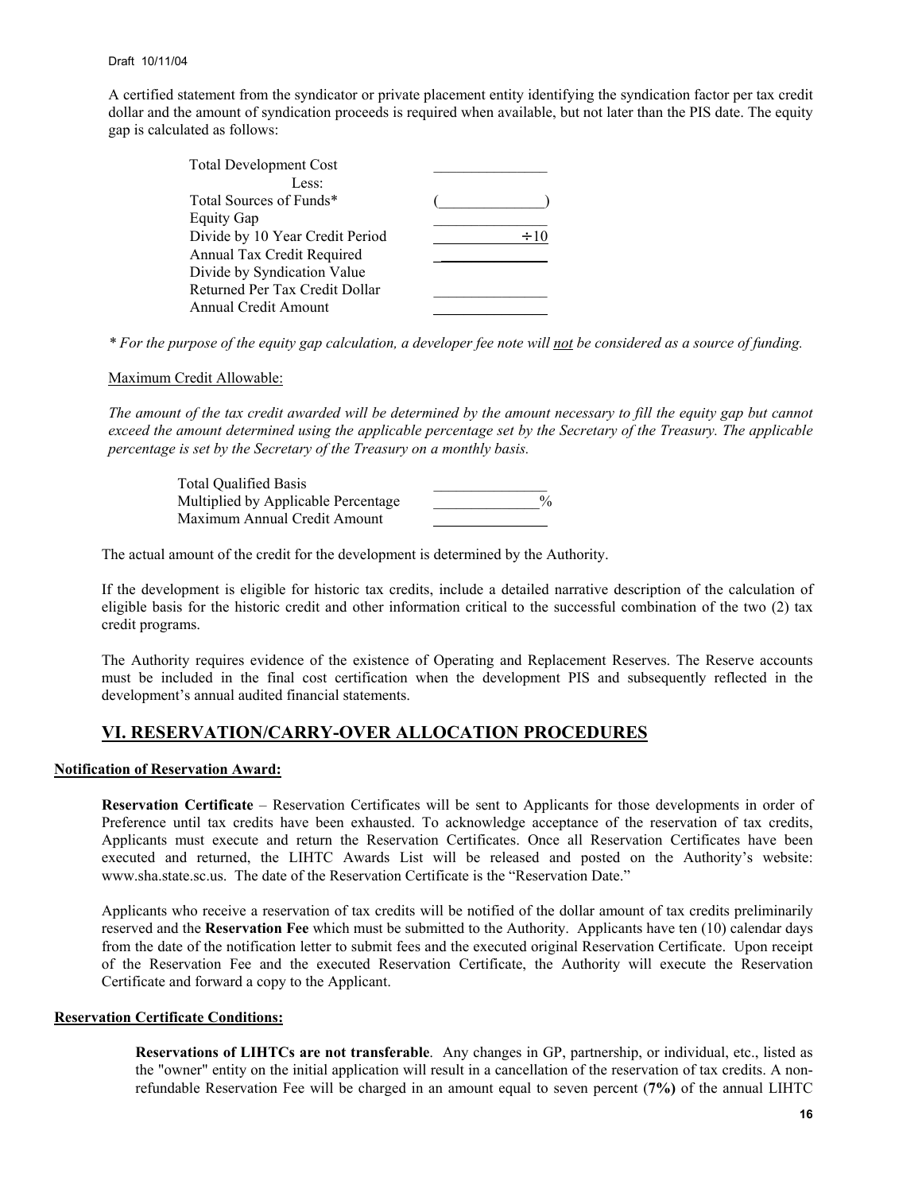A certified statement from the syndicator or private placement entity identifying the syndication factor per tax credit dollar and the amount of syndication proceeds is required when available, but not later than the PIS date. The equity gap is calculated as follows:

| | |
|---|---|
| Total Development Cost | _______________ |
| Less: | |
| Total Sources of Funds* | (______________) |
| Equity Gap | _______________ |
| Divide by 10 Year Credit Period | ÷10 |
| Annual Tax Credit Required | _______________ |
| Divide by Syndication Value Returned Per Tax Credit Dollar | _______________ |
| Annual Credit Amount | _______________ |

*\* For the purpose of the equity gap calculation, a developer fee note will not be considered as a source of funding.*

Maximum Credit Allowable:

*The amount of the tax credit awarded will be determined by the amount necessary to fill the equity gap but cannot exceed the amount determined using the applicable percentage set by the Secretary of the Treasury. The applicable percentage is set by the Secretary of the Treasury on a monthly basis.*

| | |
|---|---|
| Total Qualified Basis | _______________ |
| Multiplied by Applicable Percentage | ______________% |
| Maximum Annual Credit Amount | _______________ |

The actual amount of the credit for the development is determined by the Authority.

If the development is eligible for historic tax credits, include a detailed narrative description of the calculation of eligible basis for the historic credit and other information critical to the successful combination of the two (2) tax credit programs.

The Authority requires evidence of the existence of Operating and Replacement Reserves. The Reserve accounts must be included in the final cost certification when the development PIS and subsequently reflected in the development's annual audited financial statements.

## VI. RESERVATION/CARRY-OVER ALLOCATION PROCEDURES

**Notification of Reservation Award:**

**Reservation Certificate** – Reservation Certificates will be sent to Applicants for those developments in order of Preference until tax credits have been exhausted. To acknowledge acceptance of the reservation of tax credits, Applicants must execute and return the Reservation Certificates. Once all Reservation Certificates have been executed and returned, the LIHTC Awards List will be released and posted on the Authority's website: www.sha.state.sc.us. The date of the Reservation Certificate is the "Reservation Date."

Applicants who receive a reservation of tax credits will be notified of the dollar amount of tax credits preliminarily reserved and the **Reservation Fee** which must be submitted to the Authority. Applicants have ten (10) calendar days from the date of the notification letter to submit fees and the executed original Reservation Certificate. Upon receipt of the Reservation Fee and the executed Reservation Certificate, the Authority will execute the Reservation Certificate and forward a copy to the Applicant.

**Reservation Certificate Conditions:**

**Reservations of LIHTCs are not transferable**. Any changes in GP, partnership, or individual, etc., listed as the "owner" entity on the initial application will result in a cancellation of the reservation of tax credits. A non-refundable Reservation Fee will be charged in an amount equal to seven percent (**7%)** of the annual LIHTC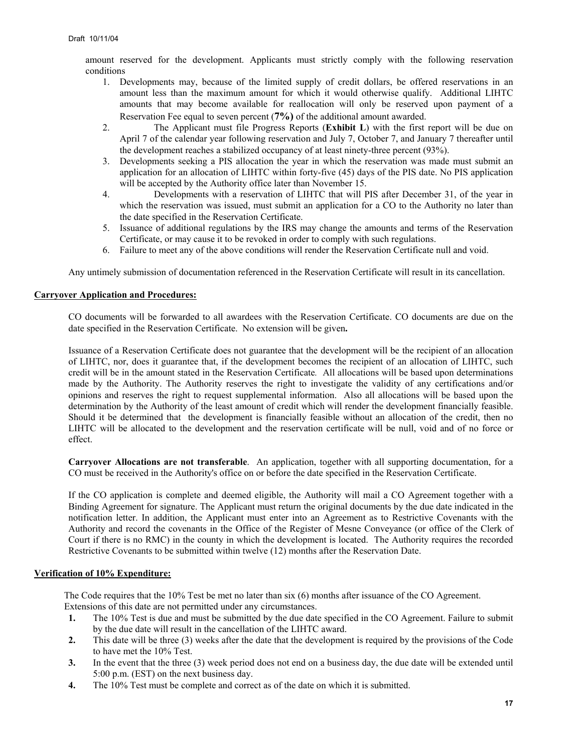amount reserved for the development. Applicants must strictly comply with the following reservation conditions

1. Developments may, because of the limited supply of credit dollars, be offered reservations in an amount less than the maximum amount for which it would otherwise qualify. Additional LIHTC amounts that may become available for reallocation will only be reserved upon payment of a Reservation Fee equal to seven percent (**7%)** of the additional amount awarded.
2. The Applicant must file Progress Reports (**Exhibit L**) with the first report will be due on April 7 of the calendar year following reservation and July 7, October 7, and January 7 thereafter until the development reaches a stabilized occupancy of at least ninety-three percent (93%).
3. Developments seeking a PIS allocation the year in which the reservation was made must submit an application for an allocation of LIHTC within forty-five (45) days of the PIS date. No PIS application will be accepted by the Authority office later than November 15.
4. Developments with a reservation of LIHTC that will PIS after December 31, of the year in which the reservation was issued, must submit an application for a CO to the Authority no later than the date specified in the Reservation Certificate.
5. Issuance of additional regulations by the IRS may change the amounts and terms of the Reservation Certificate, or may cause it to be revoked in order to comply with such regulations.
6. Failure to meet any of the above conditions will render the Reservation Certificate null and void.

Any untimely submission of documentation referenced in the Reservation Certificate will result in its cancellation.

**Carryover Application and Procedures:**

CO documents will be forwarded to all awardees with the Reservation Certificate. CO documents are due on the date specified in the Reservation Certificate. No extension will be given**.**

Issuance of a Reservation Certificate does not guarantee that the development will be the recipient of an allocation of LIHTC, nor, does it guarantee that, if the development becomes the recipient of an allocation of LIHTC, such credit will be in the amount stated in the Reservation Certificate*.* All allocations will be based upon determinations made by the Authority. The Authority reserves the right to investigate the validity of any certifications and/or opinions and reserves the right to request supplemental information. Also all allocations will be based upon the determination by the Authority of the least amount of credit which will render the development financially feasible. Should it be determined that the development is financially feasible without an allocation of the credit, then no LIHTC will be allocated to the development and the reservation certificate will be null, void and of no force or effect.

**Carryover Allocations are not transferable**. An application, together with all supporting documentation, for a CO must be received in the Authority's office on or before the date specified in the Reservation Certificate.

If the CO application is complete and deemed eligible, the Authority will mail a CO Agreement together with a Binding Agreement for signature. The Applicant must return the original documents by the due date indicated in the notification letter. In addition, the Applicant must enter into an Agreement as to Restrictive Covenants with the Authority and record the covenants in the Office of the Register of Mesne Conveyance (or office of the Clerk of Court if there is no RMC) in the county in which the development is located. The Authority requires the recorded Restrictive Covenants to be submitted within twelve (12) months after the Reservation Date.

**Verification of 10% Expenditure:**

The Code requires that the 10% Test be met no later than six (6) months after issuance of the CO Agreement. Extensions of this date are not permitted under any circumstances.

**1.** The 10% Test is due and must be submitted by the due date specified in the CO Agreement. Failure to submit by the due date will result in the cancellation of the LIHTC award.
**2.** This date will be three (3) weeks after the date that the development is required by the provisions of the Code to have met the 10% Test.
**3.** In the event that the three (3) week period does not end on a business day, the due date will be extended until 5:00 p.m. (EST) on the next business day.
**4.** The 10% Test must be complete and correct as of the date on which it is submitted.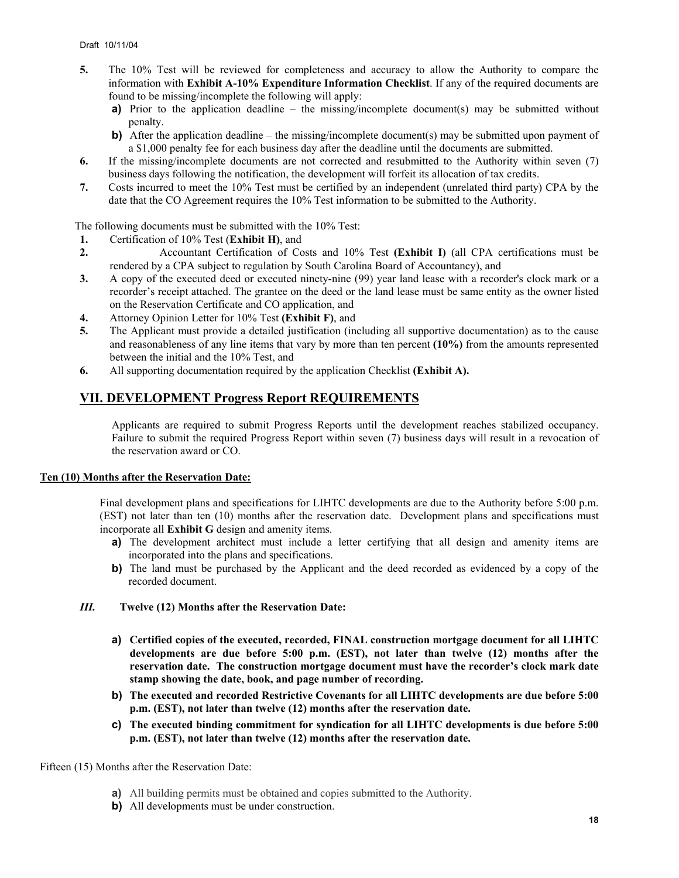5. The 10% Test will be reviewed for completeness and accuracy to allow the Authority to compare the information with **Exhibit A-10% Expenditure Information Checklist**. If any of the required documents are found to be missing/incomplete the following will apply:
   - **a)** Prior to the application deadline – the missing/incomplete document(s) may be submitted without penalty.
   - **b)** After the application deadline – the missing/incomplete document(s) may be submitted upon payment of a $1,000 penalty fee for each business day after the deadline until the documents are submitted.
6. If the missing/incomplete documents are not corrected and resubmitted to the Authority within seven (7) business days following the notification, the development will forfeit its allocation of tax credits.
7. Costs incurred to meet the 10% Test must be certified by an independent (unrelated third party) CPA by the date that the CO Agreement requires the 10% Test information to be submitted to the Authority.

The following documents must be submitted with the 10% Test:

1. Certification of 10% Test (**Exhibit H)**, and
2. Accountant Certification of Costs and 10% Test **(Exhibit I)** (all CPA certifications must be rendered by a CPA subject to regulation by South Carolina Board of Accountancy), and
3. A copy of the executed deed or executed ninety-nine (99) year land lease with a recorder's clock mark or a recorder's receipt attached. The grantee on the deed or the land lease must be same entity as the owner listed on the Reservation Certificate and CO application, and
4. Attorney Opinion Letter for 10% Test **(Exhibit F)**, and
5. The Applicant must provide a detailed justification (including all supportive documentation) as to the cause and reasonableness of any line items that vary by more than ten percent **(10%)** from the amounts represented between the initial and the 10% Test, and
6. All supporting documentation required by the application Checklist **(Exhibit A).**

## VII. DEVELOPMENT Progress Report REQUIREMENTS

Applicants are required to submit Progress Reports until the development reaches stabilized occupancy. Failure to submit the required Progress Report within seven (7) business days will result in a revocation of the reservation award or CO.

**Ten (10) Months after the Reservation Date:**

Final development plans and specifications for LIHTC developments are due to the Authority before 5:00 p.m. (EST) not later than ten (10) months after the reservation date. Development plans and specifications must incorporate all **Exhibit G** design and amenity items.

- **a)** The development architect must include a letter certifying that all design and amenity items are incorporated into the plans and specifications.
- **b)** The land must be purchased by the Applicant and the deed recorded as evidenced by a copy of the recorded document.

***III.*** **Twelve (12) Months after the Reservation Date:**

- **a) Certified copies of the executed, recorded, FINAL construction mortgage document for all LIHTC developments are due before 5:00 p.m. (EST), not later than twelve (12) months after the reservation date. The construction mortgage document must have the recorder's clock mark date stamp showing the date, book, and page number of recording.**
- **b) The executed and recorded Restrictive Covenants for all LIHTC developments are due before 5:00 p.m. (EST), not later than twelve (12) months after the reservation date.**
- **c) The executed binding commitment for syndication for all LIHTC developments is due before 5:00 p.m. (EST), not later than twelve (12) months after the reservation date.**

Fifteen (15) Months after the Reservation Date:

- **a)** All building permits must be obtained and copies submitted to the Authority.
- **b)** All developments must be under construction.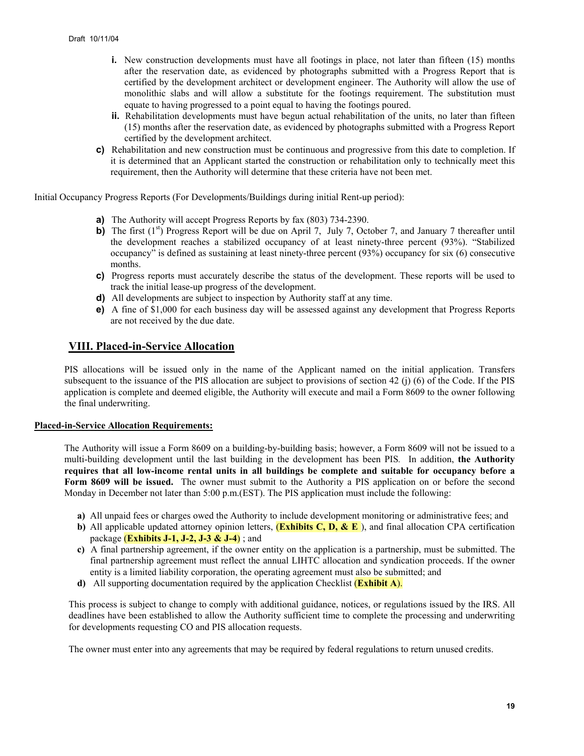Draft 10/11/04

   - **i.** New construction developments must have all footings in place, not later than fifteen (15) months after the reservation date, as evidenced by photographs submitted with a Progress Report that is certified by the development architect or development engineer. The Authority will allow the use of monolithic slabs and will allow a substitute for the footings requirement. The substitution must equate to having progressed to a point equal to having the footings poured.
   - **ii.** Rehabilitation developments must have begun actual rehabilitation of the units, no later than fifteen (15) months after the reservation date, as evidenced by photographs submitted with a Progress Report certified by the development architect.

**c)** Rehabilitation and new construction must be continuous and progressive from this date to completion. If it is determined that an Applicant started the construction or rehabilitation only to technically meet this requirement, then the Authority will determine that these criteria have not been met.

Initial Occupancy Progress Reports (For Developments/Buildings during initial Rent-up period):

**a)** The Authority will accept Progress Reports by fax (803) 734-2390.

**b)** The first (1st) Progress Report will be due on April 7, July 7, October 7, and January 7 thereafter until the development reaches a stabilized occupancy of at least ninety-three percent (93%). "Stabilized occupancy" is defined as sustaining at least ninety-three percent (93%) occupancy for six (6) consecutive months.

**c)** Progress reports must accurately describe the status of the development. These reports will be used to track the initial lease-up progress of the development.

**d)** All developments are subject to inspection by Authority staff at any time.

**e)** A fine of $1,000 for each business day will be assessed against any development that Progress Reports are not received by the due date.

## VIII. Placed-in-Service Allocation

PIS allocations will be issued only in the name of the Applicant named on the initial application. Transfers subsequent to the issuance of the PIS allocation are subject to provisions of section 42 (j) (6) of the Code. If the PIS application is complete and deemed eligible, the Authority will execute and mail a Form 8609 to the owner following the final underwriting.

**Placed-in-Service Allocation Requirements:**

The Authority will issue a Form 8609 on a building-by-building basis; however, a Form 8609 will not be issued to a multi-building development until the last building in the development has been PIS. In addition, **the Authority requires that all low-income rental units in all buildings be complete and suitable for occupancy before a Form 8609 will be issued.** The owner must submit to the Authority a PIS application on or before the second Monday in December not later than 5:00 p.m.(EST). The PIS application must include the following:

**a)** All unpaid fees or charges owed the Authority to include development monitoring or administrative fees; and

**b)** All applicable updated attorney opinion letters, (**Exhibits C, D, & E** ), and final allocation CPA certification package (**Exhibits J-1, J-2, J-3 & J-4**) ; and

**c)** A final partnership agreement, if the owner entity on the application is a partnership, must be submitted. The final partnership agreement must reflect the annual LIHTC allocation and syndication proceeds. If the owner entity is a limited liability corporation, the operating agreement must also be submitted; and

**d)** All supporting documentation required by the application Checklist (**Exhibit A**).

This process is subject to change to comply with additional guidance, notices, or regulations issued by the IRS. All deadlines have been established to allow the Authority sufficient time to complete the processing and underwriting for developments requesting CO and PIS allocation requests.

The owner must enter into any agreements that may be required by federal regulations to return unused credits.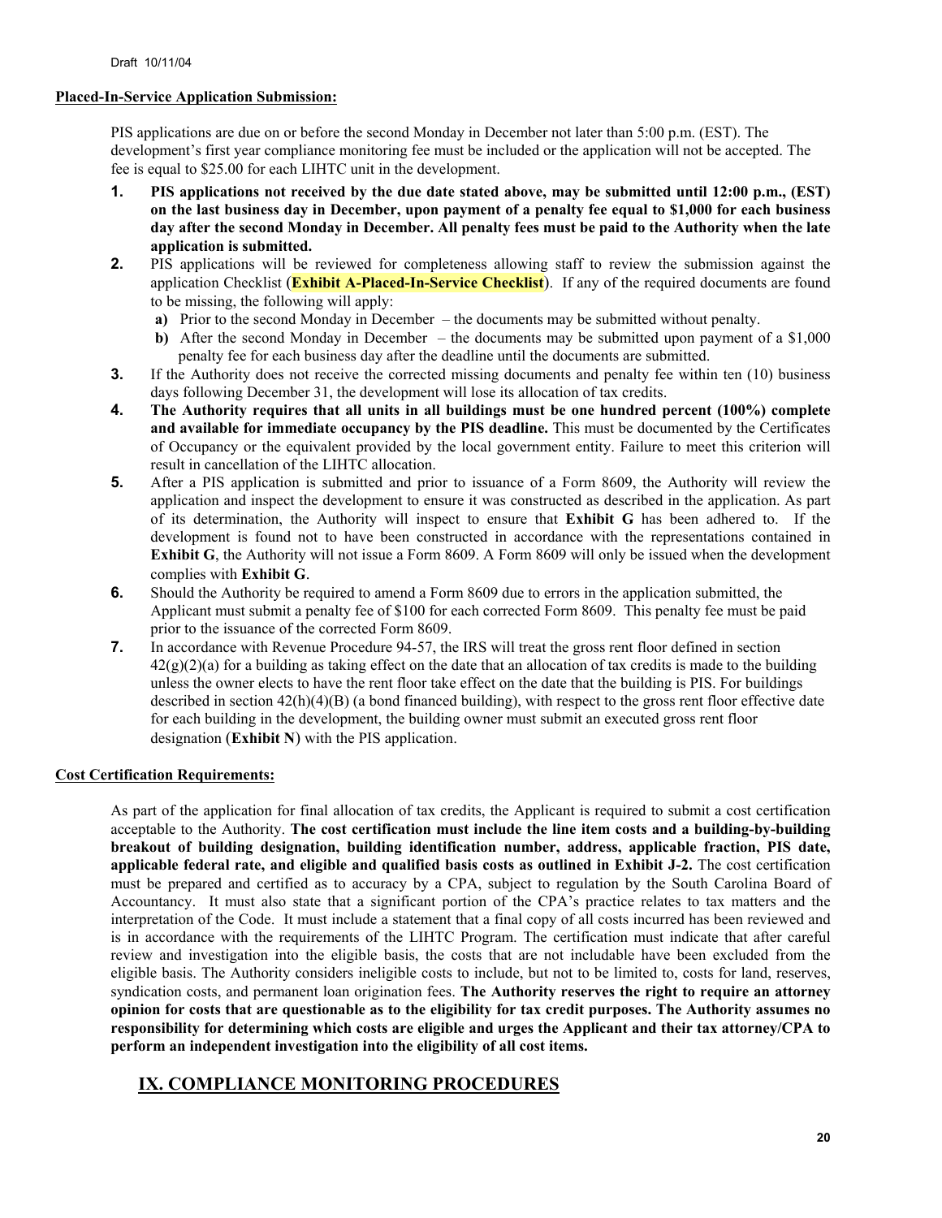Draft 10/11/04

**Placed-In-Service Application Submission:**

PIS applications are due on or before the second Monday in December not later than 5:00 p.m. (EST). The development's first year compliance monitoring fee must be included or the application will not be accepted. The fee is equal to $25.00 for each LIHTC unit in the development.

1. **PIS applications not received by the due date stated above, may be submitted until 12:00 p.m., (EST) on the last business day in December, upon payment of a penalty fee equal to $1,000 for each business day after the second Monday in December. All penalty fees must be paid to the Authority when the late application is submitted.**
2. PIS applications will be reviewed for completeness allowing staff to review the submission against the application Checklist (**Exhibit A-Placed-In-Service Checklist**). If any of the required documents are found to be missing, the following will apply:
   - **a)** Prior to the second Monday in December – the documents may be submitted without penalty.
   - **b)** After the second Monday in December – the documents may be submitted upon payment of a $1,000 penalty fee for each business day after the deadline until the documents are submitted.
3. If the Authority does not receive the corrected missing documents and penalty fee within ten (10) business days following December 31, the development will lose its allocation of tax credits.
4. **The Authority requires that all units in all buildings must be one hundred percent (100%) complete and available for immediate occupancy by the PIS deadline.** This must be documented by the Certificates of Occupancy or the equivalent provided by the local government entity. Failure to meet this criterion will result in cancellation of the LIHTC allocation.
5. After a PIS application is submitted and prior to issuance of a Form 8609, the Authority will review the application and inspect the development to ensure it was constructed as described in the application. As part of its determination, the Authority will inspect to ensure that **Exhibit G** has been adhered to. If the development is found not to have been constructed in accordance with the representations contained in **Exhibit G**, the Authority will not issue a Form 8609. A Form 8609 will only be issued when the development complies with **Exhibit G**.
6. Should the Authority be required to amend a Form 8609 due to errors in the application submitted, the Applicant must submit a penalty fee of $100 for each corrected Form 8609. This penalty fee must be paid prior to the issuance of the corrected Form 8609.
7. In accordance with Revenue Procedure 94-57, the IRS will treat the gross rent floor defined in section 42(g)(2)(a) for a building as taking effect on the date that an allocation of tax credits is made to the building unless the owner elects to have the rent floor take effect on the date that the building is PIS. For buildings described in section 42(h)(4)(B) (a bond financed building), with respect to the gross rent floor effective date for each building in the development, the building owner must submit an executed gross rent floor designation (**Exhibit N**) with the PIS application.

**Cost Certification Requirements:**

As part of the application for final allocation of tax credits, the Applicant is required to submit a cost certification acceptable to the Authority. **The cost certification must include the line item costs and a building-by-building breakout of building designation, building identification number, address, applicable fraction, PIS date, applicable federal rate, and eligible and qualified basis costs as outlined in Exhibit J-2.** The cost certification must be prepared and certified as to accuracy by a CPA, subject to regulation by the South Carolina Board of Accountancy. It must also state that a significant portion of the CPA's practice relates to tax matters and the interpretation of the Code. It must include a statement that a final copy of all costs incurred has been reviewed and is in accordance with the requirements of the LIHTC Program. The certification must indicate that after careful review and investigation into the eligible basis, the costs that are not includable have been excluded from the eligible basis. The Authority considers ineligible costs to include, but not to be limited to, costs for land, reserves, syndication costs, and permanent loan origination fees. **The Authority reserves the right to require an attorney opinion for costs that are questionable as to the eligibility for tax credit purposes. The Authority assumes no responsibility for determining which costs are eligible and urges the Applicant and their tax attorney/CPA to perform an independent investigation into the eligibility of all cost items.**

## IX. COMPLIANCE MONITORING PROCEDURES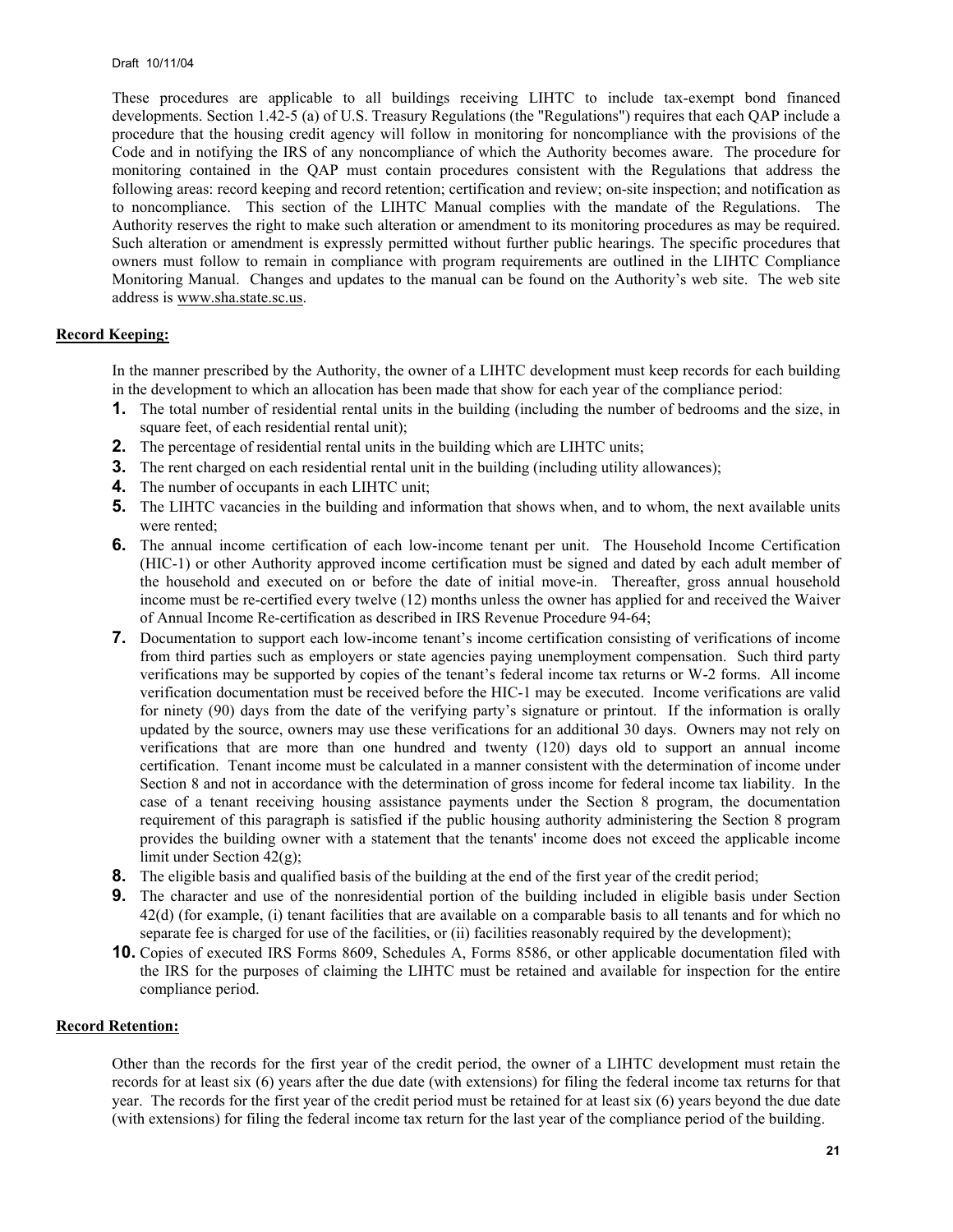These procedures are applicable to all buildings receiving LIHTC to include tax-exempt bond financed developments. Section 1.42-5 (a) of U.S. Treasury Regulations (the "Regulations") requires that each QAP include a procedure that the housing credit agency will follow in monitoring for noncompliance with the provisions of the Code and in notifying the IRS of any noncompliance of which the Authority becomes aware. The procedure for monitoring contained in the QAP must contain procedures consistent with the Regulations that address the following areas: record keeping and record retention; certification and review; on-site inspection; and notification as to noncompliance. This section of the LIHTC Manual complies with the mandate of the Regulations. The Authority reserves the right to make such alteration or amendment to its monitoring procedures as may be required. Such alteration or amendment is expressly permitted without further public hearings. The specific procedures that owners must follow to remain in compliance with program requirements are outlined in the LIHTC Compliance Monitoring Manual. Changes and updates to the manual can be found on the Authority's web site. The web site address is www.sha.state.sc.us.

**Record Keeping:**

In the manner prescribed by the Authority, the owner of a LIHTC development must keep records for each building in the development to which an allocation has been made that show for each year of the compliance period:

1. The total number of residential rental units in the building (including the number of bedrooms and the size, in square feet, of each residential rental unit);
2. The percentage of residential rental units in the building which are LIHTC units;
3. The rent charged on each residential rental unit in the building (including utility allowances);
4. The number of occupants in each LIHTC unit;
5. The LIHTC vacancies in the building and information that shows when, and to whom, the next available units were rented;
6. The annual income certification of each low-income tenant per unit. The Household Income Certification (HIC-1) or other Authority approved income certification must be signed and dated by each adult member of the household and executed on or before the date of initial move-in. Thereafter, gross annual household income must be re-certified every twelve (12) months unless the owner has applied for and received the Waiver of Annual Income Re-certification as described in IRS Revenue Procedure 94-64;
7. Documentation to support each low-income tenant's income certification consisting of verifications of income from third parties such as employers or state agencies paying unemployment compensation. Such third party verifications may be supported by copies of the tenant's federal income tax returns or W-2 forms. All income verification documentation must be received before the HIC-1 may be executed. Income verifications are valid for ninety (90) days from the date of the verifying party's signature or printout. If the information is orally updated by the source, owners may use these verifications for an additional 30 days. Owners may not rely on verifications that are more than one hundred and twenty (120) days old to support an annual income certification. Tenant income must be calculated in a manner consistent with the determination of income under Section 8 and not in accordance with the determination of gross income for federal income tax liability. In the case of a tenant receiving housing assistance payments under the Section 8 program, the documentation requirement of this paragraph is satisfied if the public housing authority administering the Section 8 program provides the building owner with a statement that the tenants' income does not exceed the applicable income limit under Section 42(g);
8. The eligible basis and qualified basis of the building at the end of the first year of the credit period;
9. The character and use of the nonresidential portion of the building included in eligible basis under Section 42(d) (for example, (i) tenant facilities that are available on a comparable basis to all tenants and for which no separate fee is charged for use of the facilities, or (ii) facilities reasonably required by the development);
10. Copies of executed IRS Forms 8609, Schedules A, Forms 8586, or other applicable documentation filed with the IRS for the purposes of claiming the LIHTC must be retained and available for inspection for the entire compliance period.

**Record Retention:**

Other than the records for the first year of the credit period, the owner of a LIHTC development must retain the records for at least six (6) years after the due date (with extensions) for filing the federal income tax returns for that year. The records for the first year of the credit period must be retained for at least six (6) years beyond the due date (with extensions) for filing the federal income tax return for the last year of the compliance period of the building.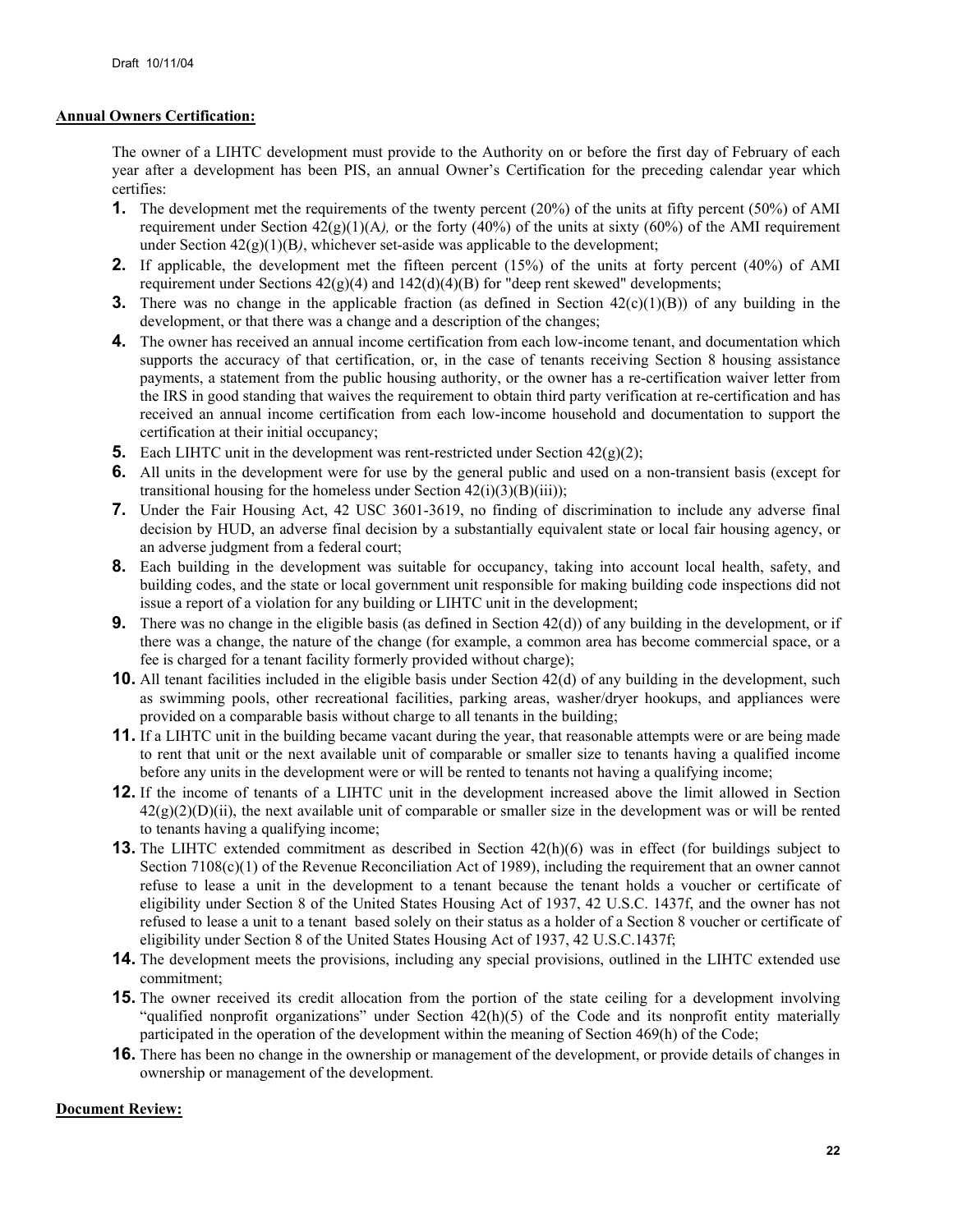**Annual Owners Certification:**

The owner of a LIHTC development must provide to the Authority on or before the first day of February of each year after a development has been PIS, an annual Owner's Certification for the preceding calendar year which certifies:

1. The development met the requirements of the twenty percent (20%) of the units at fifty percent (50%) of AMI requirement under Section 42(g)(1)(A*),* or the forty (40%) of the units at sixty (60%) of the AMI requirement under Section 42(g)(1)(B*)*, whichever set-aside was applicable to the development;
2. If applicable, the development met the fifteen percent (15%) of the units at forty percent (40%) of AMI requirement under Sections 42(g)(4) and 142(d)(4)(B) for "deep rent skewed" developments;
3. There was no change in the applicable fraction (as defined in Section 42(c)(1)(B)) of any building in the development, or that there was a change and a description of the changes;
4. The owner has received an annual income certification from each low-income tenant, and documentation which supports the accuracy of that certification, or, in the case of tenants receiving Section 8 housing assistance payments, a statement from the public housing authority, or the owner has a re-certification waiver letter from the IRS in good standing that waives the requirement to obtain third party verification at re-certification and has received an annual income certification from each low-income household and documentation to support the certification at their initial occupancy;
5. Each LIHTC unit in the development was rent-restricted under Section 42(g)(2);
6. All units in the development were for use by the general public and used on a non-transient basis (except for transitional housing for the homeless under Section 42(i)(3)(B)(iii));
7. Under the Fair Housing Act, 42 USC 3601-3619, no finding of discrimination to include any adverse final decision by HUD, an adverse final decision by a substantially equivalent state or local fair housing agency, or an adverse judgment from a federal court;
8. Each building in the development was suitable for occupancy, taking into account local health, safety, and building codes, and the state or local government unit responsible for making building code inspections did not issue a report of a violation for any building or LIHTC unit in the development;
9. There was no change in the eligible basis (as defined in Section 42(d)) of any building in the development, or if there was a change, the nature of the change (for example, a common area has become commercial space, or a fee is charged for a tenant facility formerly provided without charge);
10. All tenant facilities included in the eligible basis under Section 42(d) of any building in the development, such as swimming pools, other recreational facilities, parking areas, washer/dryer hookups, and appliances were provided on a comparable basis without charge to all tenants in the building;
11. If a LIHTC unit in the building became vacant during the year, that reasonable attempts were or are being made to rent that unit or the next available unit of comparable or smaller size to tenants having a qualified income before any units in the development were or will be rented to tenants not having a qualifying income;
12. If the income of tenants of a LIHTC unit in the development increased above the limit allowed in Section 42(g)(2)(D)(ii), the next available unit of comparable or smaller size in the development was or will be rented to tenants having a qualifying income;
13. The LIHTC extended commitment as described in Section 42(h)(6) was in effect (for buildings subject to Section 7108(c)(1) of the Revenue Reconciliation Act of 1989), including the requirement that an owner cannot refuse to lease a unit in the development to a tenant because the tenant holds a voucher or certificate of eligibility under Section 8 of the United States Housing Act of 1937, 42 U.S.C. 1437f, and the owner has not refused to lease a unit to a tenant based solely on their status as a holder of a Section 8 voucher or certificate of eligibility under Section 8 of the United States Housing Act of 1937, 42 U.S.C.1437f;
14. The development meets the provisions, including any special provisions, outlined in the LIHTC extended use commitment;
15. The owner received its credit allocation from the portion of the state ceiling for a development involving "qualified nonprofit organizations" under Section 42(h)(5) of the Code and its nonprofit entity materially participated in the operation of the development within the meaning of Section 469(h) of the Code;
16. There has been no change in the ownership or management of the development, or provide details of changes in ownership or management of the development.

**Document Review:**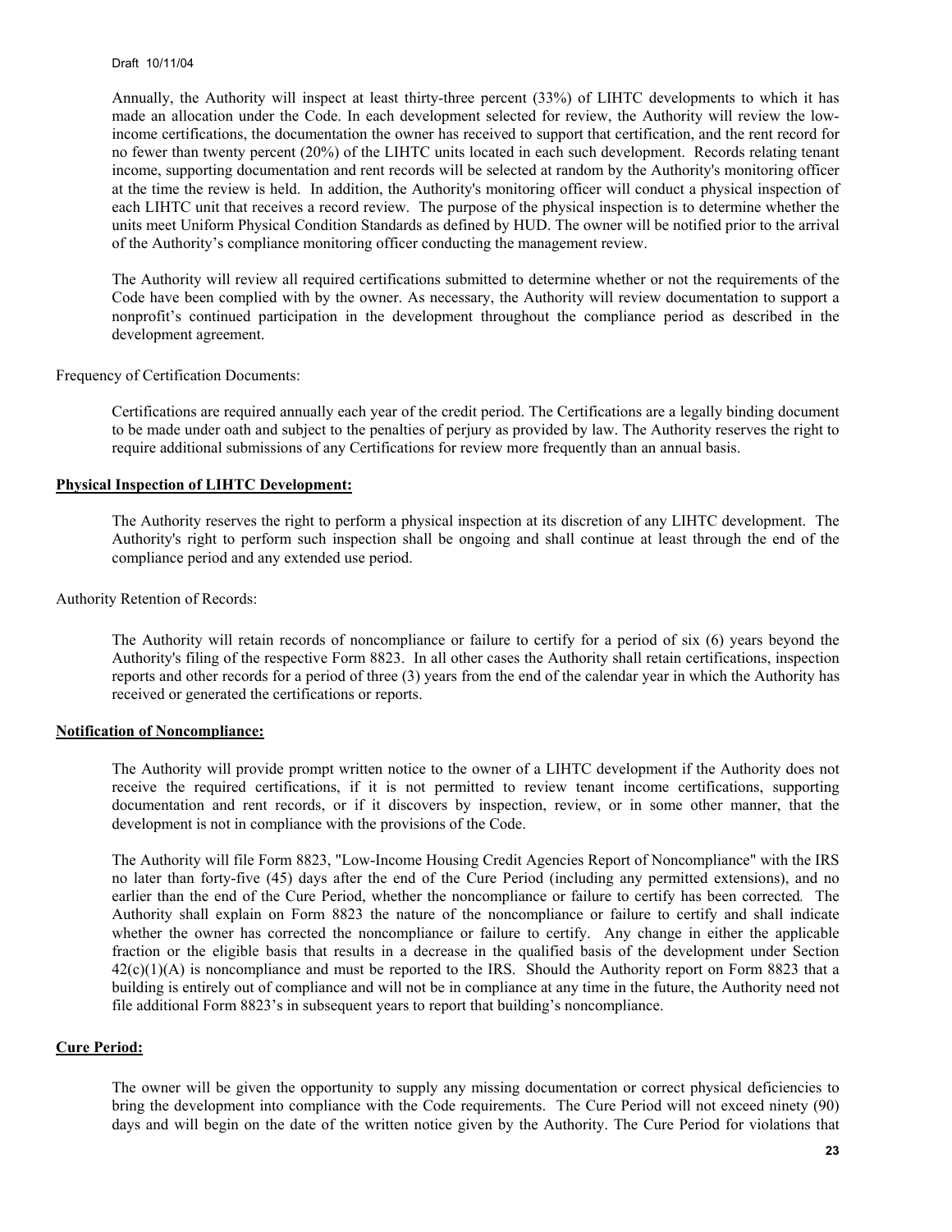Annually, the Authority will inspect at least thirty-three percent (33%) of LIHTC developments to which it has made an allocation under the Code. In each development selected for review, the Authority will review the low-income certifications, the documentation the owner has received to support that certification, and the rent record for no fewer than twenty percent (20%) of the LIHTC units located in each such development. Records relating tenant income, supporting documentation and rent records will be selected at random by the Authority's monitoring officer at the time the review is held. In addition, the Authority's monitoring officer will conduct a physical inspection of each LIHTC unit that receives a record review. The purpose of the physical inspection is to determine whether the units meet Uniform Physical Condition Standards as defined by HUD. The owner will be notified prior to the arrival of the Authority's compliance monitoring officer conducting the management review.

The Authority will review all required certifications submitted to determine whether or not the requirements of the Code have been complied with by the owner. As necessary, the Authority will review documentation to support a nonprofit's continued participation in the development throughout the compliance period as described in the development agreement.

Frequency of Certification Documents:

Certifications are required annually each year of the credit period. The Certifications are a legally binding document to be made under oath and subject to the penalties of perjury as provided by law. The Authority reserves the right to require additional submissions of any Certifications for review more frequently than an annual basis.

**Physical Inspection of LIHTC Development:**

The Authority reserves the right to perform a physical inspection at its discretion of any LIHTC development. The Authority's right to perform such inspection shall be ongoing and shall continue at least through the end of the compliance period and any extended use period.

Authority Retention of Records:

The Authority will retain records of noncompliance or failure to certify for a period of six (6) years beyond the Authority's filing of the respective Form 8823. In all other cases the Authority shall retain certifications, inspection reports and other records for a period of three (3) years from the end of the calendar year in which the Authority has received or generated the certifications or reports.

**Notification of Noncompliance:**

The Authority will provide prompt written notice to the owner of a LIHTC development if the Authority does not receive the required certifications, if it is not permitted to review tenant income certifications, supporting documentation and rent records, or if it discovers by inspection, review, or in some other manner, that the development is not in compliance with the provisions of the Code.

The Authority will file Form 8823, "Low-Income Housing Credit Agencies Report of Noncompliance" with the IRS no later than forty-five (45) days after the end of the Cure Period (including any permitted extensions), and no earlier than the end of the Cure Period, whether the noncompliance or failure to certify has been corrected*.* The Authority shall explain on Form 8823 the nature of the noncompliance or failure to certify and shall indicate whether the owner has corrected the noncompliance or failure to certify. Any change in either the applicable fraction or the eligible basis that results in a decrease in the qualified basis of the development under Section 42(c)(1)(A) is noncompliance and must be reported to the IRS. Should the Authority report on Form 8823 that a building is entirely out of compliance and will not be in compliance at any time in the future, the Authority need not file additional Form 8823's in subsequent years to report that building's noncompliance.

**Cure Period:**

The owner will be given the opportunity to supply any missing documentation or correct physical deficiencies to bring the development into compliance with the Code requirements. The Cure Period will not exceed ninety (90) days and will begin on the date of the written notice given by the Authority. The Cure Period for violations that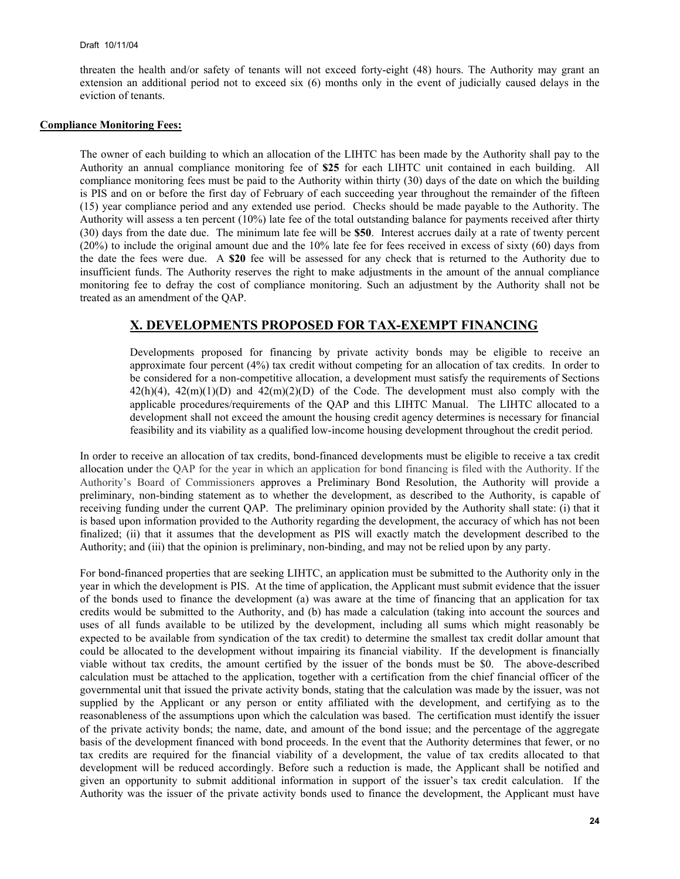threaten the health and/or safety of tenants will not exceed forty-eight (48) hours. The Authority may grant an extension an additional period not to exceed six (6) months only in the event of judicially caused delays in the eviction of tenants.

**Compliance Monitoring Fees:**

The owner of each building to which an allocation of the LIHTC has been made by the Authority shall pay to the Authority an annual compliance monitoring fee of **$25** for each LIHTC unit contained in each building. All compliance monitoring fees must be paid to the Authority within thirty (30) days of the date on which the building is PIS and on or before the first day of February of each succeeding year throughout the remainder of the fifteen (15) year compliance period and any extended use period. Checks should be made payable to the Authority. The Authority will assess a ten percent (10%) late fee of the total outstanding balance for payments received after thirty (30) days from the date due. The minimum late fee will be **$50**. Interest accrues daily at a rate of twenty percent (20%) to include the original amount due and the 10% late fee for fees received in excess of sixty (60) days from the date the fees were due. A **$20** fee will be assessed for any check that is returned to the Authority due to insufficient funds. The Authority reserves the right to make adjustments in the amount of the annual compliance monitoring fee to defray the cost of compliance monitoring. Such an adjustment by the Authority shall not be treated as an amendment of the QAP.

## X. DEVELOPMENTS PROPOSED FOR TAX-EXEMPT FINANCING

Developments proposed for financing by private activity bonds may be eligible to receive an approximate four percent (4%) tax credit without competing for an allocation of tax credits. In order to be considered for a non-competitive allocation, a development must satisfy the requirements of Sections 42(h)(4), 42(m)(1)(D) and 42(m)(2)(D) of the Code. The development must also comply with the applicable procedures/requirements of the QAP and this LIHTC Manual. The LIHTC allocated to a development shall not exceed the amount the housing credit agency determines is necessary for financial feasibility and its viability as a qualified low-income housing development throughout the credit period.

In order to receive an allocation of tax credits, bond-financed developments must be eligible to receive a tax credit allocation under the QAP for the year in which an application for bond financing is filed with the Authority. If the Authority's Board of Commissioners approves a Preliminary Bond Resolution, the Authority will provide a preliminary, non-binding statement as to whether the development, as described to the Authority, is capable of receiving funding under the current QAP. The preliminary opinion provided by the Authority shall state: (i) that it is based upon information provided to the Authority regarding the development, the accuracy of which has not been finalized; (ii) that it assumes that the development as PIS will exactly match the development described to the Authority; and (iii) that the opinion is preliminary, non-binding, and may not be relied upon by any party.

For bond-financed properties that are seeking LIHTC, an application must be submitted to the Authority only in the year in which the development is PIS. At the time of application, the Applicant must submit evidence that the issuer of the bonds used to finance the development (a) was aware at the time of financing that an application for tax credits would be submitted to the Authority, and (b) has made a calculation (taking into account the sources and uses of all funds available to be utilized by the development, including all sums which might reasonably be expected to be available from syndication of the tax credit) to determine the smallest tax credit dollar amount that could be allocated to the development without impairing its financial viability. If the development is financially viable without tax credits, the amount certified by the issuer of the bonds must be $0. The above-described calculation must be attached to the application, together with a certification from the chief financial officer of the governmental unit that issued the private activity bonds, stating that the calculation was made by the issuer, was not supplied by the Applicant or any person or entity affiliated with the development, and certifying as to the reasonableness of the assumptions upon which the calculation was based. The certification must identify the issuer of the private activity bonds; the name, date, and amount of the bond issue; and the percentage of the aggregate basis of the development financed with bond proceeds. In the event that the Authority determines that fewer, or no tax credits are required for the financial viability of a development, the value of tax credits allocated to that development will be reduced accordingly. Before such a reduction is made, the Applicant shall be notified and given an opportunity to submit additional information in support of the issuer's tax credit calculation. If the Authority was the issuer of the private activity bonds used to finance the development, the Applicant must have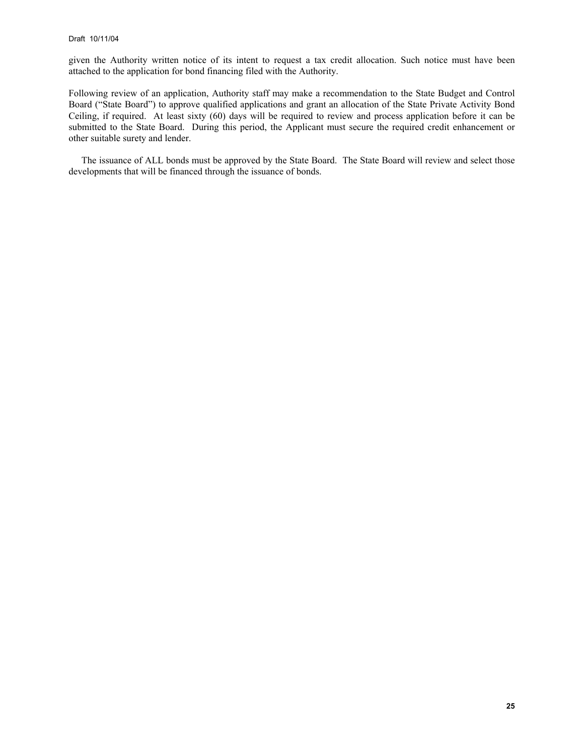given the Authority written notice of its intent to request a tax credit allocation. Such notice must have been attached to the application for bond financing filed with the Authority.

Following review of an application, Authority staff may make a recommendation to the State Budget and Control Board ("State Board") to approve qualified applications and grant an allocation of the State Private Activity Bond Ceiling, if required. At least sixty (60) days will be required to review and process application before it can be submitted to the State Board. During this period, the Applicant must secure the required credit enhancement or other suitable surety and lender.

The issuance of ALL bonds must be approved by the State Board. The State Board will review and select those developments that will be financed through the issuance of bonds.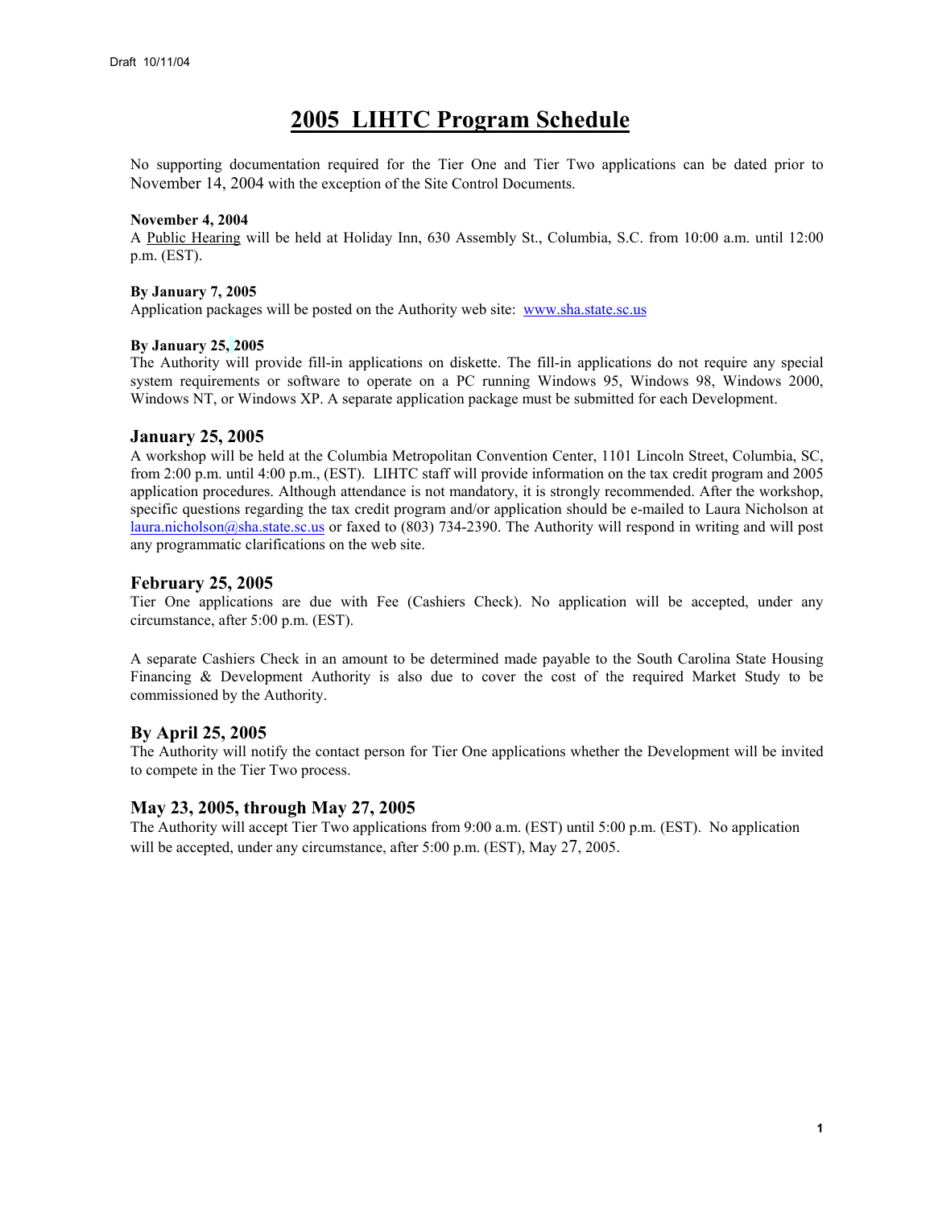Draft 10/11/04

# 2005 LIHTC Program Schedule

No supporting documentation required for the Tier One and Tier Two applications can be dated prior to November 14, 2004 with the exception of the Site Control Documents.

**November 4, 2004**
A Public Hearing will be held at Holiday Inn, 630 Assembly St., Columbia, S.C. from 10:00 a.m. until 12:00 p.m. (EST).

**By January 7, 2005**
Application packages will be posted on the Authority web site: www.sha.state.sc.us

**By January 25, 2005**
The Authority will provide fill-in applications on diskette. The fill-in applications do not require any special system requirements or software to operate on a PC running Windows 95, Windows 98, Windows 2000, Windows NT, or Windows XP. A separate application package must be submitted for each Development.

### January 25, 2005

A workshop will be held at the Columbia Metropolitan Convention Center, 1101 Lincoln Street, Columbia, SC, from 2:00 p.m. until 4:00 p.m., (EST). LIHTC staff will provide information on the tax credit program and 2005 application procedures. Although attendance is not mandatory, it is strongly recommended. After the workshop, specific questions regarding the tax credit program and/or application should be e-mailed to Laura Nicholson at laura.nicholson@sha.state.sc.us or faxed to (803) 734-2390. The Authority will respond in writing and will post any programmatic clarifications on the web site.

### February 25, 2005

Tier One applications are due with Fee (Cashiers Check). No application will be accepted, under any circumstance, after 5:00 p.m. (EST).

A separate Cashiers Check in an amount to be determined made payable to the South Carolina State Housing Financing & Development Authority is also due to cover the cost of the required Market Study to be commissioned by the Authority.

### By April 25, 2005

The Authority will notify the contact person for Tier One applications whether the Development will be invited to compete in the Tier Two process.

### May 23, 2005, through May 27, 2005

The Authority will accept Tier Two applications from 9:00 a.m. (EST) until 5:00 p.m. (EST). No application will be accepted, under any circumstance, after 5:00 p.m. (EST), May 27, 2005.